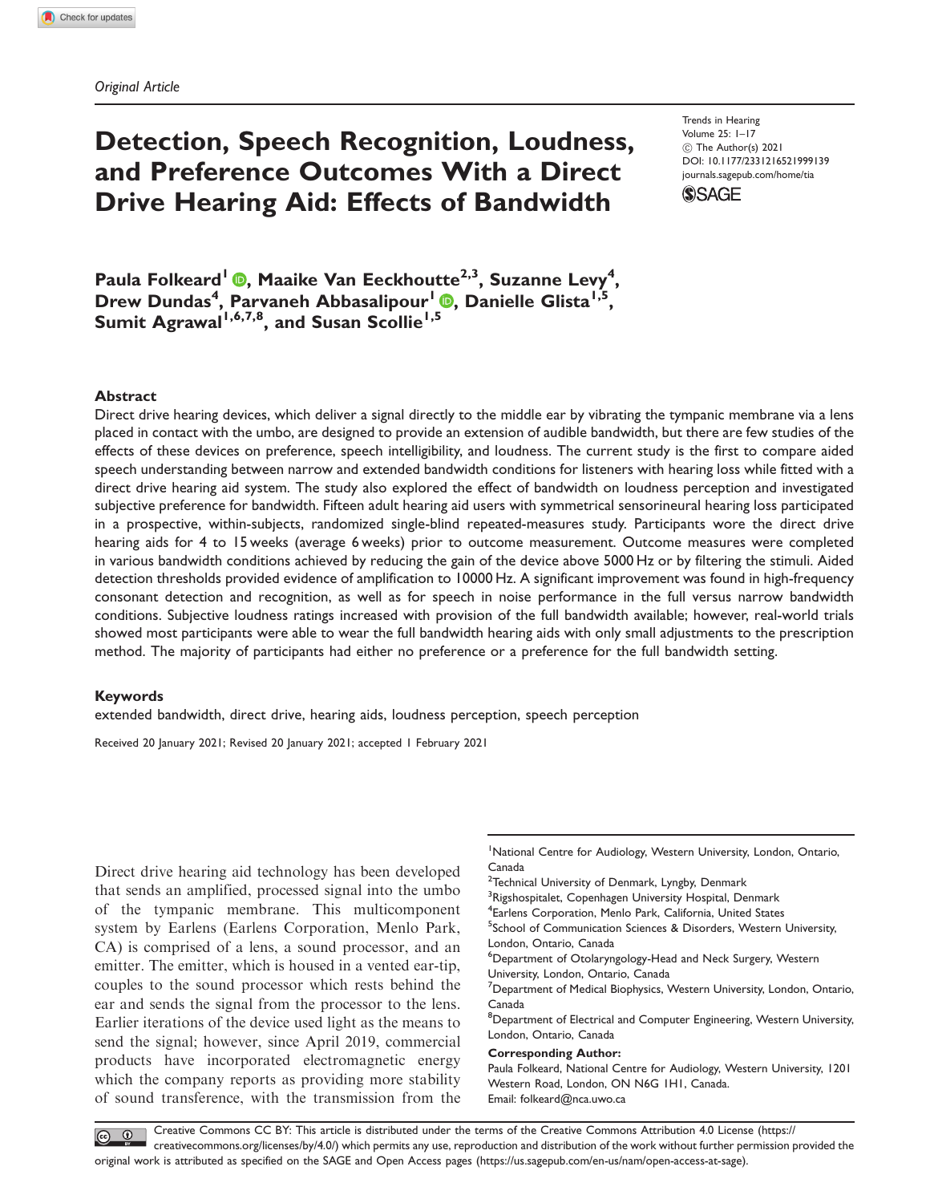*Original Article*

# Detection, Speech Recognition, Loudness, and Preference Outcomes With a Direct Drive Hearing Aid: Effects of Bandwidth

Trends in Hearing
Volume 25: 1–17
© The Author(s) 2021
DOI: 10.1177/2331216521999139
journals.sagepub.com/home/tia

**Paula Folkeard[1], Maaike Van Eeckhoutte[2,3], Suzanne Levy[4], Drew Dundas[4], Parvaneh Abbasalipour[1], Danielle Glista[1,5], Sumit Agrawal[1,6,7,8], and Susan Scollie[1,5]**

## Abstract

Direct drive hearing devices, which deliver a signal directly to the middle ear by vibrating the tympanic membrane via a lens placed in contact with the umbo, are designed to provide an extension of audible bandwidth, but there are few studies of the effects of these devices on preference, speech intelligibility, and loudness. The current study is the first to compare aided speech understanding between narrow and extended bandwidth conditions for listeners with hearing loss while fitted with a direct drive hearing aid system. The study also explored the effect of bandwidth on loudness perception and investigated subjective preference for bandwidth. Fifteen adult hearing aid users with symmetrical sensorineural hearing loss participated in a prospective, within-subjects, randomized single-blind repeated-measures study. Participants wore the direct drive hearing aids for 4 to 15 weeks (average 6 weeks) prior to outcome measurement. Outcome measures were completed in various bandwidth conditions achieved by reducing the gain of the device above 5000 Hz or by filtering the stimuli. Aided detection thresholds provided evidence of amplification to 10000 Hz. A significant improvement was found in high-frequency consonant detection and recognition, as well as for speech in noise performance in the full versus narrow bandwidth conditions. Subjective loudness ratings increased with provision of the full bandwidth available; however, real-world trials showed most participants were able to wear the full bandwidth hearing aids with only small adjustments to the prescription method. The majority of participants had either no preference or a preference for the full bandwidth setting.

## Keywords

extended bandwidth, direct drive, hearing aids, loudness perception, speech perception

Received 20 January 2021; Revised 20 January 2021; accepted 1 February 2021

Direct drive hearing aid technology has been developed that sends an amplified, processed signal into the umbo of the tympanic membrane. This multicomponent system by Earlens (Earlens Corporation, Menlo Park, CA) is comprised of a lens, a sound processor, and an emitter. The emitter, which is housed in a vented ear-tip, couples to the sound processor which rests behind the ear and sends the signal from the processor to the lens. Earlier iterations of the device used light as the means to send the signal; however, since April 2019, commercial products have incorporated electromagnetic energy which the company reports as providing more stability of sound transference, with the transmission from the

[1]National Centre for Audiology, Western University, London, Ontario, Canada
[2]Technical University of Denmark, Lyngby, Denmark
[3]Rigshospitalet, Copenhagen University Hospital, Denmark
[4]Earlens Corporation, Menlo Park, California, United States
[5]School of Communication Sciences & Disorders, Western University, London, Ontario, Canada
[6]Department of Otolaryngology-Head and Neck Surgery, Western University, London, Ontario, Canada
[7]Department of Medical Biophysics, Western University, London, Ontario, Canada
[8]Department of Electrical and Computer Engineering, Western University, London, Ontario, Canada

**Corresponding Author:**
Paula Folkeard, National Centre for Audiology, Western University, 1201 Western Road, London, ON N6G 1H1, Canada.
Email: folkeard@nca.uwo.ca

Creative Commons CC BY: This article is distributed under the terms of the Creative Commons Attribution 4.0 License (https://creativecommons.org/licenses/by/4.0/) which permits any use, reproduction and distribution of the work without further permission provided the original work is attributed as specified on the SAGE and Open Access pages (https://us.sagepub.com/en-us/nam/open-access-at-sage).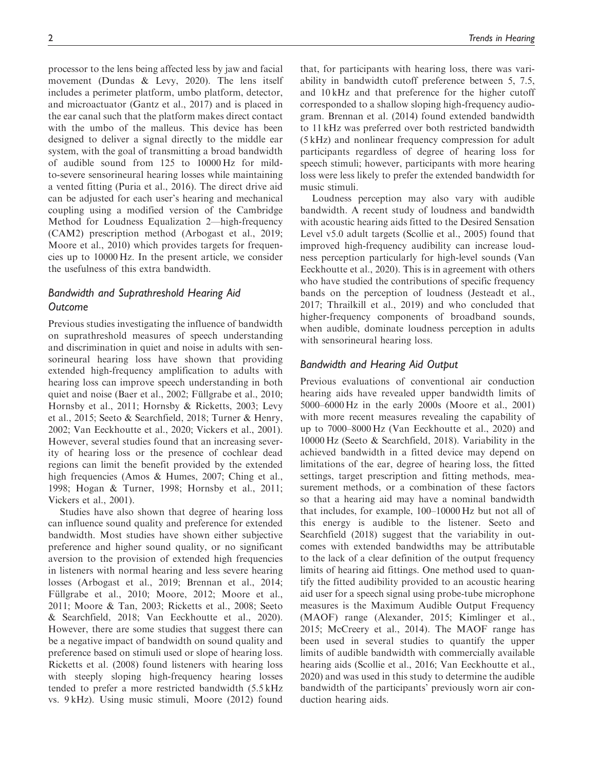processor to the lens being affected less by jaw and facial movement (Dundas & Levy, 2020). The lens itself includes a perimeter platform, umbo platform, detector, and microactuator (Gantz et al., 2017) and is placed in the ear canal such that the platform makes direct contact with the umbo of the malleus. This device has been designed to deliver a signal directly to the middle ear system, with the goal of transmitting a broad bandwidth of audible sound from 125 to 10000 Hz for mild-to-severe sensorineural hearing losses while maintaining a vented fitting (Puria et al., 2016). The direct drive aid can be adjusted for each user's hearing and mechanical coupling using a modified version of the Cambridge Method for Loudness Equalization 2—high-frequency (CAM2) prescription method (Arbogast et al., 2019; Moore et al., 2010) which provides targets for frequencies up to 10000 Hz. In the present article, we consider the usefulness of this extra bandwidth.

### *Bandwidth and Suprathreshold Hearing Aid Outcome*

Previous studies investigating the influence of bandwidth on suprathreshold measures of speech understanding and discrimination in quiet and noise in adults with sensorineural hearing loss have shown that providing extended high-frequency amplification to adults with hearing loss can improve speech understanding in both quiet and noise (Baer et al., 2002; Füllgrabe et al., 2010; Hornsby et al., 2011; Hornsby & Ricketts, 2003; Levy et al., 2015; Seeto & Searchfield, 2018; Turner & Henry, 2002; Van Eeckhoutte et al., 2020; Vickers et al., 2001). However, several studies found that an increasing severity of hearing loss or the presence of cochlear dead regions can limit the benefit provided by the extended high frequencies (Amos & Humes, 2007; Ching et al., 1998; Hogan & Turner, 1998; Hornsby et al., 2011; Vickers et al., 2001).

Studies have also shown that degree of hearing loss can influence sound quality and preference for extended bandwidth. Most studies have shown either subjective preference and higher sound quality, or no significant aversion to the provision of extended high frequencies in listeners with normal hearing and less severe hearing losses (Arbogast et al., 2019; Brennan et al., 2014; Füllgrabe et al., 2010; Moore, 2012; Moore et al., 2011; Moore & Tan, 2003; Ricketts et al., 2008; Seeto & Searchfield, 2018; Van Eeckhoutte et al., 2020). However, there are some studies that suggest there can be a negative impact of bandwidth on sound quality and preference based on stimuli used or slope of hearing loss. Ricketts et al. (2008) found listeners with hearing loss with steeply sloping high-frequency hearing losses tended to prefer a more restricted bandwidth (5.5 kHz vs. 9 kHz). Using music stimuli, Moore (2012) found that, for participants with hearing loss, there was variability in bandwidth cutoff preference between 5, 7.5, and 10 kHz and that preference for the higher cutoff corresponded to a shallow sloping high-frequency audiogram. Brennan et al. (2014) found extended bandwidth to 11 kHz was preferred over both restricted bandwidth (5 kHz) and nonlinear frequency compression for adult participants regardless of degree of hearing loss for speech stimuli; however, participants with more hearing loss were less likely to prefer the extended bandwidth for music stimuli.

Loudness perception may also vary with audible bandwidth. A recent study of loudness and bandwidth with acoustic hearing aids fitted to the Desired Sensation Level v5.0 adult targets (Scollie et al., 2005) found that improved high-frequency audibility can increase loudness perception particularly for high-level sounds (Van Eeckhoutte et al., 2020). This is in agreement with others who have studied the contributions of specific frequency bands on the perception of loudness (Jesteadt et al., 2017; Thrailkill et al., 2019) and who concluded that higher-frequency components of broadband sounds, when audible, dominate loudness perception in adults with sensorineural hearing loss.

### *Bandwidth and Hearing Aid Output*

Previous evaluations of conventional air conduction hearing aids have revealed upper bandwidth limits of 5000–6000 Hz in the early 2000s (Moore et al., 2001) with more recent measures revealing the capability of up to 7000–8000 Hz (Van Eeckhoutte et al., 2020) and 10000 Hz (Seeto & Searchfield, 2018). Variability in the achieved bandwidth in a fitted device may depend on limitations of the ear, degree of hearing loss, the fitted settings, target prescription and fitting methods, measurement methods, or a combination of these factors so that a hearing aid may have a nominal bandwidth that includes, for example, 100–10000 Hz but not all of this energy is audible to the listener. Seeto and Searchfield (2018) suggest that the variability in outcomes with extended bandwidths may be attributable to the lack of a clear definition of the output frequency limits of hearing aid fittings. One method used to quantify the fitted audibility provided to an acoustic hearing aid user for a speech signal using probe-tube microphone measures is the Maximum Audible Output Frequency (MAOF) range (Alexander, 2015; Kimlinger et al., 2015; McCreery et al., 2014). The MAOF range has been used in several studies to quantify the upper limits of audible bandwidth with commercially available hearing aids (Scollie et al., 2016; Van Eeckhoutte et al., 2020) and was used in this study to determine the audible bandwidth of the participants' previously worn air conduction hearing aids.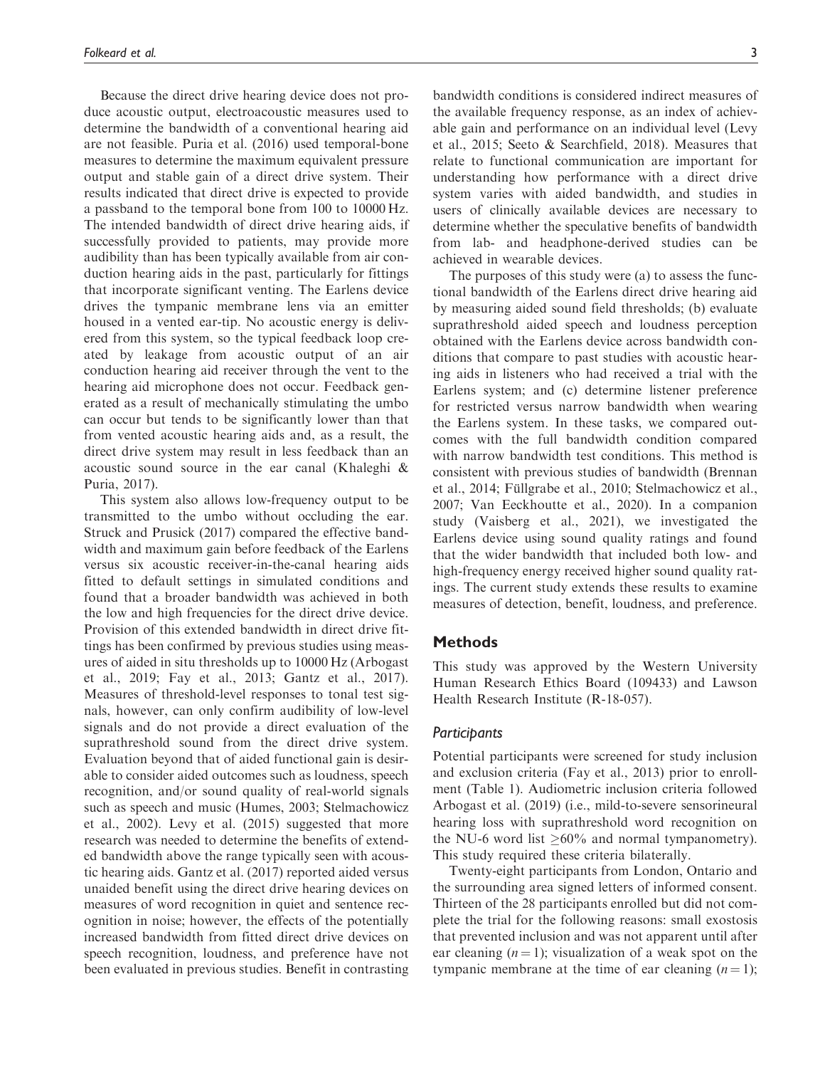Because the direct drive hearing device does not produce acoustic output, electroacoustic measures used to determine the bandwidth of a conventional hearing aid are not feasible. Puria et al. (2016) used temporal-bone measures to determine the maximum equivalent pressure output and stable gain of a direct drive system. Their results indicated that direct drive is expected to provide a passband to the temporal bone from 100 to 10000 Hz. The intended bandwidth of direct drive hearing aids, if successfully provided to patients, may provide more audibility than has been typically available from air conduction hearing aids in the past, particularly for fittings that incorporate significant venting. The Earlens device drives the tympanic membrane lens via an emitter housed in a vented ear-tip. No acoustic energy is delivered from this system, so the typical feedback loop created by leakage from acoustic output of an air conduction hearing aid receiver through the vent to the hearing aid microphone does not occur. Feedback generated as a result of mechanically stimulating the umbo can occur but tends to be significantly lower than that from vented acoustic hearing aids and, as a result, the direct drive system may result in less feedback than an acoustic sound source in the ear canal (Khaleghi & Puria, 2017).

This system also allows low-frequency output to be transmitted to the umbo without occluding the ear. Struck and Prusick (2017) compared the effective bandwidth and maximum gain before feedback of the Earlens versus six acoustic receiver-in-the-canal hearing aids fitted to default settings in simulated conditions and found that a broader bandwidth was achieved in both the low and high frequencies for the direct drive device. Provision of this extended bandwidth in direct drive fittings has been confirmed by previous studies using measures of aided in situ thresholds up to 10000 Hz (Arbogast et al., 2019; Fay et al., 2013; Gantz et al., 2017). Measures of threshold-level responses to tonal test signals, however, can only confirm audibility of low-level signals and do not provide a direct evaluation of the suprathreshold sound from the direct drive system. Evaluation beyond that of aided functional gain is desirable to consider aided outcomes such as loudness, speech recognition, and/or sound quality of real-world signals such as speech and music (Humes, 2003; Stelmachowicz et al., 2002). Levy et al. (2015) suggested that more research was needed to determine the benefits of extended bandwidth above the range typically seen with acoustic hearing aids. Gantz et al. (2017) reported aided versus unaided benefit using the direct drive hearing devices on measures of word recognition in quiet and sentence recognition in noise; however, the effects of the potentially increased bandwidth from fitted direct drive devices on speech recognition, loudness, and preference have not been evaluated in previous studies. Benefit in contrasting bandwidth conditions is considered indirect measures of the available frequency response, as an index of achievable gain and performance on an individual level (Levy et al., 2015; Seeto & Searchfield, 2018). Measures that relate to functional communication are important for understanding how performance with a direct drive system varies with aided bandwidth, and studies in users of clinically available devices are necessary to determine whether the speculative benefits of bandwidth from lab- and headphone-derived studies can be achieved in wearable devices.

The purposes of this study were (a) to assess the functional bandwidth of the Earlens direct drive hearing aid by measuring aided sound field thresholds; (b) evaluate suprathreshold aided speech and loudness perception obtained with the Earlens device across bandwidth conditions that compare to past studies with acoustic hearing aids in listeners who had received a trial with the Earlens system; and (c) determine listener preference for restricted versus narrow bandwidth when wearing the Earlens system. In these tasks, we compared outcomes with the full bandwidth condition compared with narrow bandwidth test conditions. This method is consistent with previous studies of bandwidth (Brennan et al., 2014; Füllgrabe et al., 2010; Stelmachowicz et al., 2007; Van Eeckhoutte et al., 2020). In a companion study (Vaisberg et al., 2021), we investigated the Earlens device using sound quality ratings and found that the wider bandwidth that included both low- and high-frequency energy received higher sound quality ratings. The current study extends these results to examine measures of detection, benefit, loudness, and preference.

## Methods

This study was approved by the Western University Human Research Ethics Board (109433) and Lawson Health Research Institute (R-18-057).

### Participants

Potential participants were screened for study inclusion and exclusion criteria (Fay et al., 2013) prior to enrollment (Table 1). Audiometric inclusion criteria followed Arbogast et al. (2019) (i.e., mild-to-severe sensorineural hearing loss with suprathreshold word recognition on the NU-6 word list ≥60% and normal tympanometry). This study required these criteria bilaterally.

Twenty-eight participants from London, Ontario and the surrounding area signed letters of informed consent. Thirteen of the 28 participants enrolled but did not complete the trial for the following reasons: small exostosis that prevented inclusion and was not apparent until after ear cleaning ($n = 1$); visualization of a weak spot on the tympanic membrane at the time of ear cleaning ($n = 1$);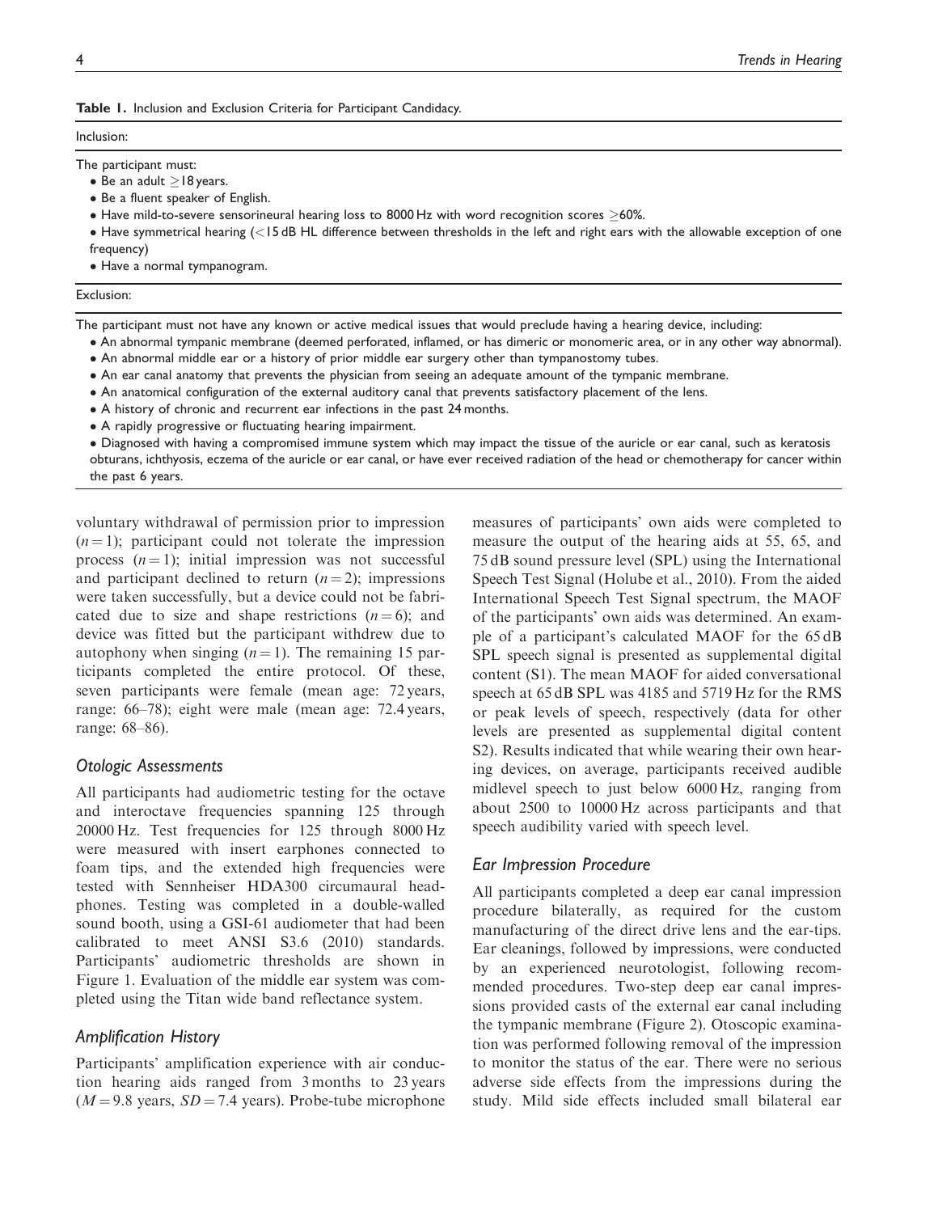**Table 1.** Inclusion and Exclusion Criteria for Participant Candidacy.

| Inclusion: |
| --- |
| The participant must:<br>• Be an adult ≥18 years.<br>• Be a fluent speaker of English.<br>• Have mild-to-severe sensorineural hearing loss to 8000 Hz with word recognition scores ≥60%.<br>• Have symmetrical hearing (<15 dB HL difference between thresholds in the left and right ears with the allowable exception of one frequency)<br>• Have a normal tympanogram. |
| **Exclusion:** |
| The participant must not have any known or active medical issues that would preclude having a hearing device, including:<br>• An abnormal tympanic membrane (deemed perforated, inflamed, or has dimeric or monomeric area, or in any other way abnormal).<br>• An abnormal middle ear or a history of prior middle ear surgery other than tympanostomy tubes.<br>• An ear canal anatomy that prevents the physician from seeing an adequate amount of the tympanic membrane.<br>• An anatomical configuration of the external auditory canal that prevents satisfactory placement of the lens.<br>• A history of chronic and recurrent ear infections in the past 24 months.<br>• A rapidly progressive or fluctuating hearing impairment.<br>• Diagnosed with having a compromised immune system which may impact the tissue of the auricle or ear canal, such as keratosis obturans, ichthyosis, eczema of the auricle or ear canal, or have ever received radiation of the head or chemotherapy for cancer within the past 6 years. |

voluntary withdrawal of permission prior to impression ($n = 1$); participant could not tolerate the impression process ($n = 1$); initial impression was not successful and participant declined to return ($n = 2$); impressions were taken successfully, but a device could not be fabricated due to size and shape restrictions ($n = 6$); and device was fitted but the participant withdrew due to autophony when singing ($n = 1$). The remaining 15 participants completed the entire protocol. Of these, seven participants were female (mean age: 72 years, range: 66–78); eight were male (mean age: 72.4 years, range: 68–86).

### *Otologic Assessments*

All participants had audiometric testing for the octave and interoctave frequencies spanning 125 through 20000 Hz. Test frequencies for 125 through 8000 Hz were measured with insert earphones connected to foam tips, and the extended high frequencies were tested with Sennheiser HDA300 circumaural headphones. Testing was completed in a double-walled sound booth, using a GSI-61 audiometer that had been calibrated to meet ANSI S3.6 (2010) standards. Participants' audiometric thresholds are shown in Figure 1. Evaluation of the middle ear system was completed using the Titan wide band reflectance system.

### *Amplification History*

Participants' amplification experience with air conduction hearing aids ranged from 3 months to 23 years ($M = 9.8$ years, $SD = 7.4$ years). Probe-tube microphone measures of participants' own aids were completed to measure the output of the hearing aids at 55, 65, and 75 dB sound pressure level (SPL) using the International Speech Test Signal (Holube et al., 2010). From the aided International Speech Test Signal spectrum, the MAOF of the participants' own aids was determined. An example of a participant's calculated MAOF for the 65 dB SPL speech signal is presented as supplemental digital content (S1). The mean MAOF for aided conversational speech at 65 dB SPL was 4185 and 5719 Hz for the RMS or peak levels of speech, respectively (data for other levels are presented as supplemental digital content S2). Results indicated that while wearing their own hearing devices, on average, participants received audible midlevel speech to just below 6000 Hz, ranging from about 2500 to 10000 Hz across participants and that speech audibility varied with speech level.

### *Ear Impression Procedure*

All participants completed a deep ear canal impression procedure bilaterally, as required for the custom manufacturing of the direct drive lens and the ear-tips. Ear cleanings, followed by impressions, were conducted by an experienced neurotologist, following recommended procedures. Two-step deep ear canal impressions provided casts of the external ear canal including the tympanic membrane (Figure 2). Otoscopic examination was performed following removal of the impression to monitor the status of the ear. There were no serious adverse side effects from the impressions during the study. Mild side effects included small bilateral ear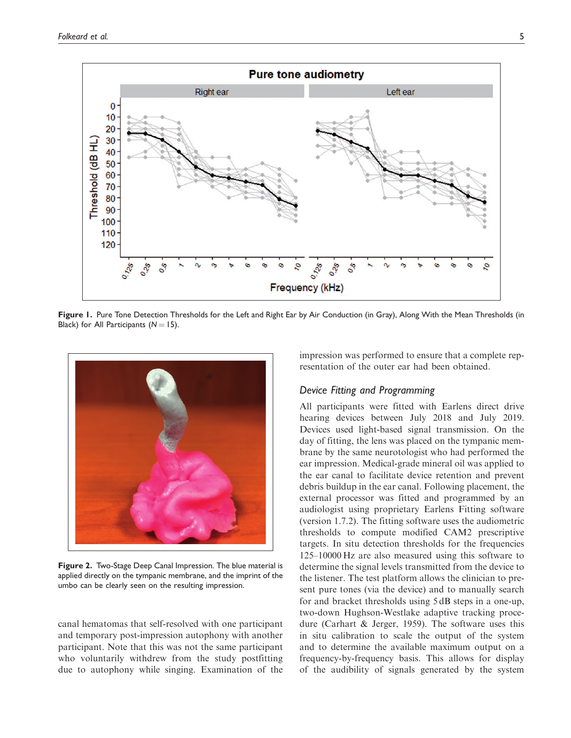Figure 1. Pure Tone Detection Thresholds for the Left and Right Ear by Air Conduction (in Gray), Along With the Mean Thresholds (in Black) for All Participants ($N = 15$).

Figure 2. Two-Stage Deep Canal Impression. The blue material is applied directly on the tympanic membrane, and the imprint of the umbo can be clearly seen on the resulting impression.

canal hematomas that self-resolved with one participant and temporary post-impression autophony with another participant. Note that this was not the same participant who voluntarily withdrew from the study postfitting due to autophony while singing. Examination of the impression was performed to ensure that a complete representation of the outer ear had been obtained.

### Device Fitting and Programming

All participants were fitted with Earlens direct drive hearing devices between July 2018 and July 2019. Devices used light-based signal transmission. On the day of fitting, the lens was placed on the tympanic membrane by the same neurotologist who had performed the ear impression. Medical-grade mineral oil was applied to the ear canal to facilitate device retention and prevent debris buildup in the ear canal. Following placement, the external processor was fitted and programmed by an audiologist using proprietary Earlens Fitting software (version 1.7.2). The fitting software uses the audiometric thresholds to compute modified CAM2 prescriptive targets. In situ detection thresholds for the frequencies 125–10000 Hz are also measured using this software to determine the signal levels transmitted from the device to the listener. The test platform allows the clinician to present pure tones (via the device) and to manually search for and bracket thresholds using 5 dB steps in a one-up, two-down Hughson-Westlake adaptive tracking procedure (Carhart & Jerger, 1959). The software uses this in situ calibration to scale the output of the system and to determine the available maximum output on a frequency-by-frequency basis. This allows for display of the audibility of signals generated by the system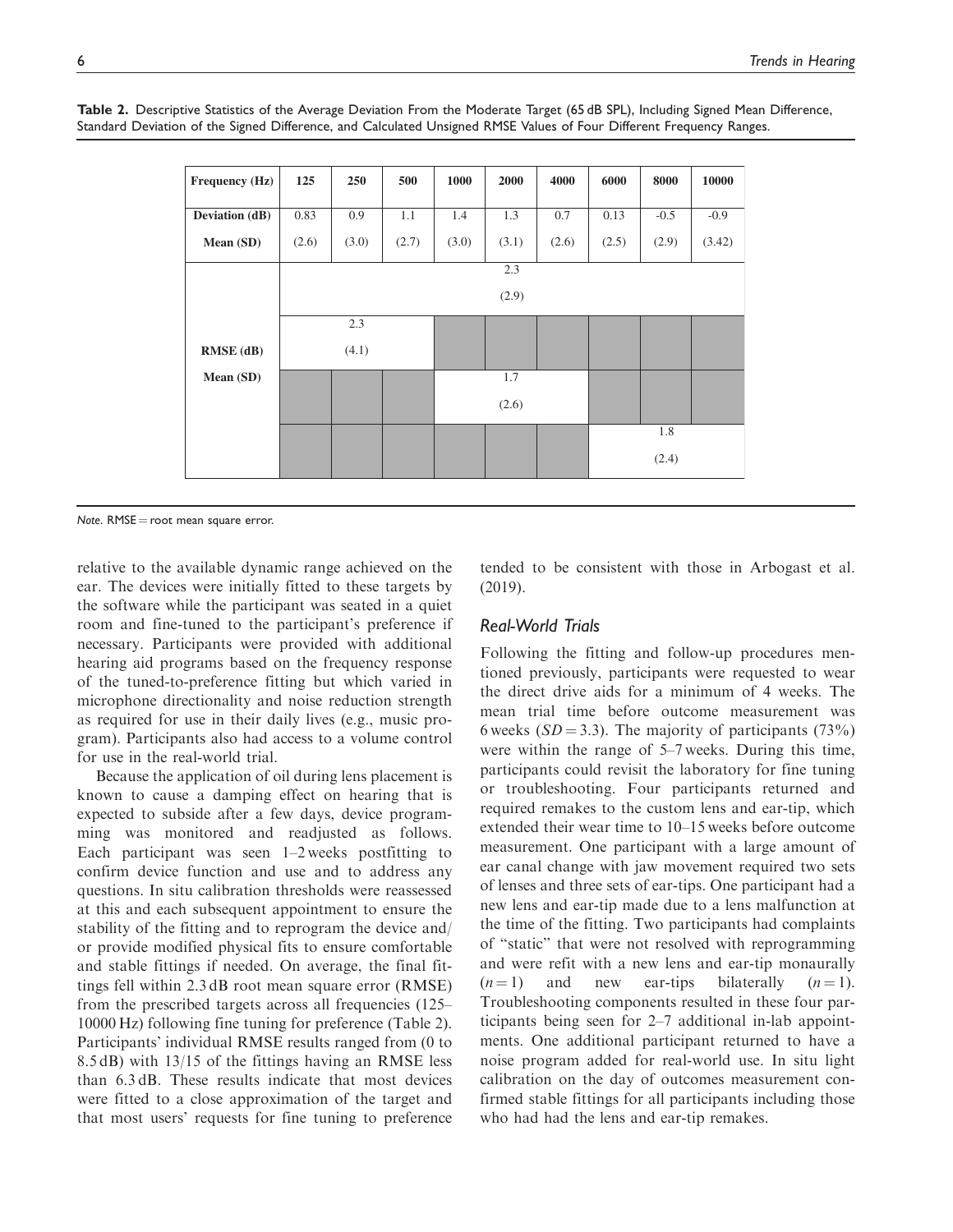**Table 2.** Descriptive Statistics of the Average Deviation From the Moderate Target (65 dB SPL), Including Signed Mean Difference, Standard Deviation of the Signed Difference, and Calculated Unsigned RMSE Values of Four Different Frequency Ranges.

| Frequency (Hz) | 125 | 250 | 500 | 1000 | 2000 | 4000 | 6000 | 8000 | 10000 |
|---|---|---|---|---|---|---|---|---|---|
| Deviation (dB) Mean (SD) | 0.83 (2.6) | 0.9 (3.0) | 1.1 (2.7) | 1.4 (3.0) | 1.3 (3.1) | 0.7 (2.6) | 0.13 (2.5) | -0.5 (2.9) | -0.9 (3.42) |
| RMSE (dB) Mean (SD) | | | | | 2.3 (2.9) (125–10000) | | | | |
| | | 2.3 (4.1) (125–500) | | | | | | | |
| | | | | | 1.7 (2.6) (1000–4000) | | | | |
| | | | | | | | | 1.8 (2.4) (6000–10000) | |

*Note.* RMSE = root mean square error.

relative to the available dynamic range achieved on the ear. The devices were initially fitted to these targets by the software while the participant was seated in a quiet room and fine-tuned to the participant's preference if necessary. Participants were provided with additional hearing aid programs based on the frequency response of the tuned-to-preference fitting but which varied in microphone directionality and noise reduction strength as required for use in their daily lives (e.g., music program). Participants also had access to a volume control for use in the real-world trial.

Because the application of oil during lens placement is known to cause a damping effect on hearing that is expected to subside after a few days, device programming was monitored and readjusted as follows. Each participant was seen 1–2 weeks postfitting to confirm device function and use and to address any questions. In situ calibration thresholds were reassessed at this and each subsequent appointment to ensure the stability of the fitting and to reprogram the device and/or provide modified physical fits to ensure comfortable and stable fittings if needed. On average, the final fittings fell within 2.3 dB root mean square error (RMSE) from the prescribed targets across all frequencies (125–10000 Hz) following fine tuning for preference (Table 2). Participants' individual RMSE results ranged from (0 to 8.5 dB) with 13/15 of the fittings having an RMSE less than 6.3 dB. These results indicate that most devices were fitted to a close approximation of the target and that most users' requests for fine tuning to preference tended to be consistent with those in Arbogast et al. (2019).

### Real-World Trials

Following the fitting and follow-up procedures mentioned previously, participants were requested to wear the direct drive aids for a minimum of 4 weeks. The mean trial time before outcome measurement was 6 weeks ($SD = 3.3$). The majority of participants (73%) were within the range of 5–7 weeks. During this time, participants could revisit the laboratory for fine tuning or troubleshooting. Four participants returned and required remakes to the custom lens and ear-tip, which extended their wear time to 10–15 weeks before outcome measurement. One participant with a large amount of ear canal change with jaw movement required two sets of lenses and three sets of ear-tips. One participant had a new lens and ear-tip made due to a lens malfunction at the time of the fitting. Two participants had complaints of "static" that were not resolved with reprogramming and were refit with a new lens and ear-tip monaurally ($n = 1$) and new ear-tips bilaterally ($n = 1$). Troubleshooting components resulted in these four participants being seen for 2–7 additional in-lab appointments. One additional participant returned to have a noise program added for real-world use. In situ light calibration on the day of outcomes measurement confirmed stable fittings for all participants including those who had had the lens and ear-tip remakes.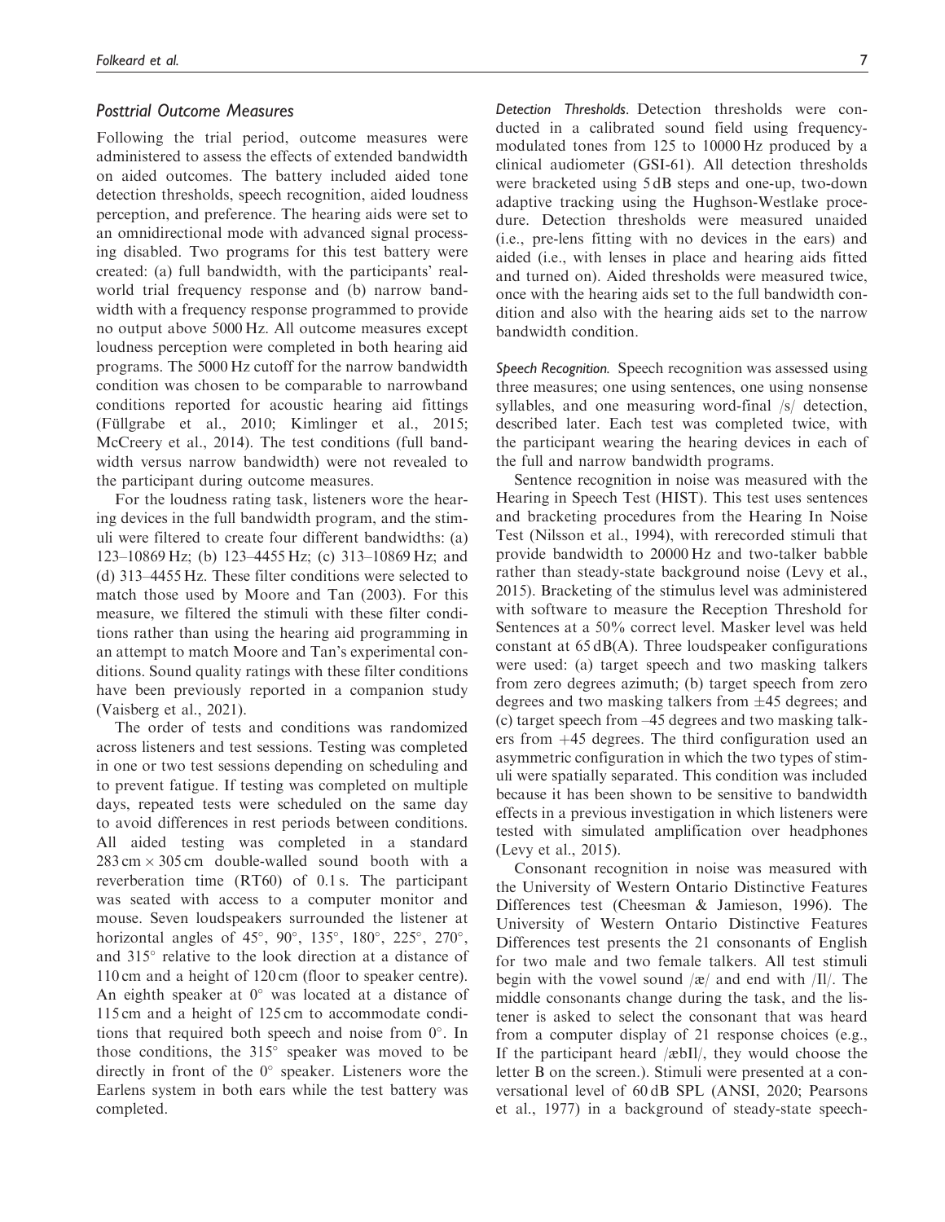### Posttrial Outcome Measures

Following the trial period, outcome measures were administered to assess the effects of extended bandwidth on aided outcomes. The battery included aided tone detection thresholds, speech recognition, aided loudness perception, and preference. The hearing aids were set to an omnidirectional mode with advanced signal processing disabled. Two programs for this test battery were created: (a) full bandwidth, with the participants' real-world trial frequency response and (b) narrow bandwidth with a frequency response programmed to provide no output above 5000 Hz. All outcome measures except loudness perception were completed in both hearing aid programs. The 5000 Hz cutoff for the narrow bandwidth condition was chosen to be comparable to narrowband conditions reported for acoustic hearing aid fittings (Füllgrabe et al., 2010; Kimlinger et al., 2015; McCreery et al., 2014). The test conditions (full bandwidth versus narrow bandwidth) were not revealed to the participant during outcome measures.

For the loudness rating task, listeners wore the hearing devices in the full bandwidth program, and the stimuli were filtered to create four different bandwidths: (a) 123–10869 Hz; (b) 123–4455 Hz; (c) 313–10869 Hz; and (d) 313–4455 Hz. These filter conditions were selected to match those used by Moore and Tan (2003). For this measure, we filtered the stimuli with these filter conditions rather than using the hearing aid programming in an attempt to match Moore and Tan's experimental conditions. Sound quality ratings with these filter conditions have been previously reported in a companion study (Vaisberg et al., 2021).

The order of tests and conditions was randomized across listeners and test sessions. Testing was completed in one or two test sessions depending on scheduling and to prevent fatigue. If testing was completed on multiple days, repeated tests were scheduled on the same day to avoid differences in rest periods between conditions. All aided testing was completed in a standard 283 cm × 305 cm double-walled sound booth with a reverberation time (RT60) of 0.1 s. The participant was seated with access to a computer monitor and mouse. Seven loudspeakers surrounded the listener at horizontal angles of 45°, 90°, 135°, 180°, 225°, 270°, and 315° relative to the look direction at a distance of 110 cm and a height of 120 cm (floor to speaker centre). An eighth speaker at 0° was located at a distance of 115 cm and a height of 125 cm to accommodate conditions that required both speech and noise from 0°. In those conditions, the 315° speaker was moved to be directly in front of the 0° speaker. Listeners wore the Earlens system in both ears while the test battery was completed.

*Detection Thresholds.* Detection thresholds were conducted in a calibrated sound field using frequency-modulated tones from 125 to 10000 Hz produced by a clinical audiometer (GSI-61). All detection thresholds were bracketed using 5 dB steps and one-up, two-down adaptive tracking using the Hughson-Westlake procedure. Detection thresholds were measured unaided (i.e., pre-lens fitting with no devices in the ears) and aided (i.e., with lenses in place and hearing aids fitted and turned on). Aided thresholds were measured twice, once with the hearing aids set to the full bandwidth condition and also with the hearing aids set to the narrow bandwidth condition.

*Speech Recognition.* Speech recognition was assessed using three measures; one using sentences, one using nonsense syllables, and one measuring word-final /s/ detection, described later. Each test was completed twice, with the participant wearing the hearing devices in each of the full and narrow bandwidth programs.

Sentence recognition in noise was measured with the Hearing in Speech Test (HIST). This test uses sentences and bracketing procedures from the Hearing In Noise Test (Nilsson et al., 1994), with rerecorded stimuli that provide bandwidth to 20000 Hz and two-talker babble rather than steady-state background noise (Levy et al., 2015). Bracketing of the stimulus level was administered with software to measure the Reception Threshold for Sentences at a 50% correct level. Masker level was held constant at 65 dB(A). Three loudspeaker configurations were used: (a) target speech and two masking talkers from zero degrees azimuth; (b) target speech from zero degrees and two masking talkers from ±45 degrees; and (c) target speech from –45 degrees and two masking talkers from +45 degrees. The third configuration used an asymmetric configuration in which the two types of stimuli were spatially separated. This condition was included because it has been shown to be sensitive to bandwidth effects in a previous investigation in which listeners were tested with simulated amplification over headphones (Levy et al., 2015).

Consonant recognition in noise was measured with the University of Western Ontario Distinctive Features Differences test (Cheesman & Jamieson, 1996). The University of Western Ontario Distinctive Features Differences test presents the 21 consonants of English for two male and two female talkers. All test stimuli begin with the vowel sound /æ/ and end with /Il/. The middle consonants change during the task, and the listener is asked to select the consonant that was heard from a computer display of 21 response choices (e.g., If the participant heard /æbIl/, they would choose the letter B on the screen.). Stimuli were presented at a conversational level of 60 dB SPL (ANSI, 2020; Pearsons et al., 1977) in a background of steady-state speech-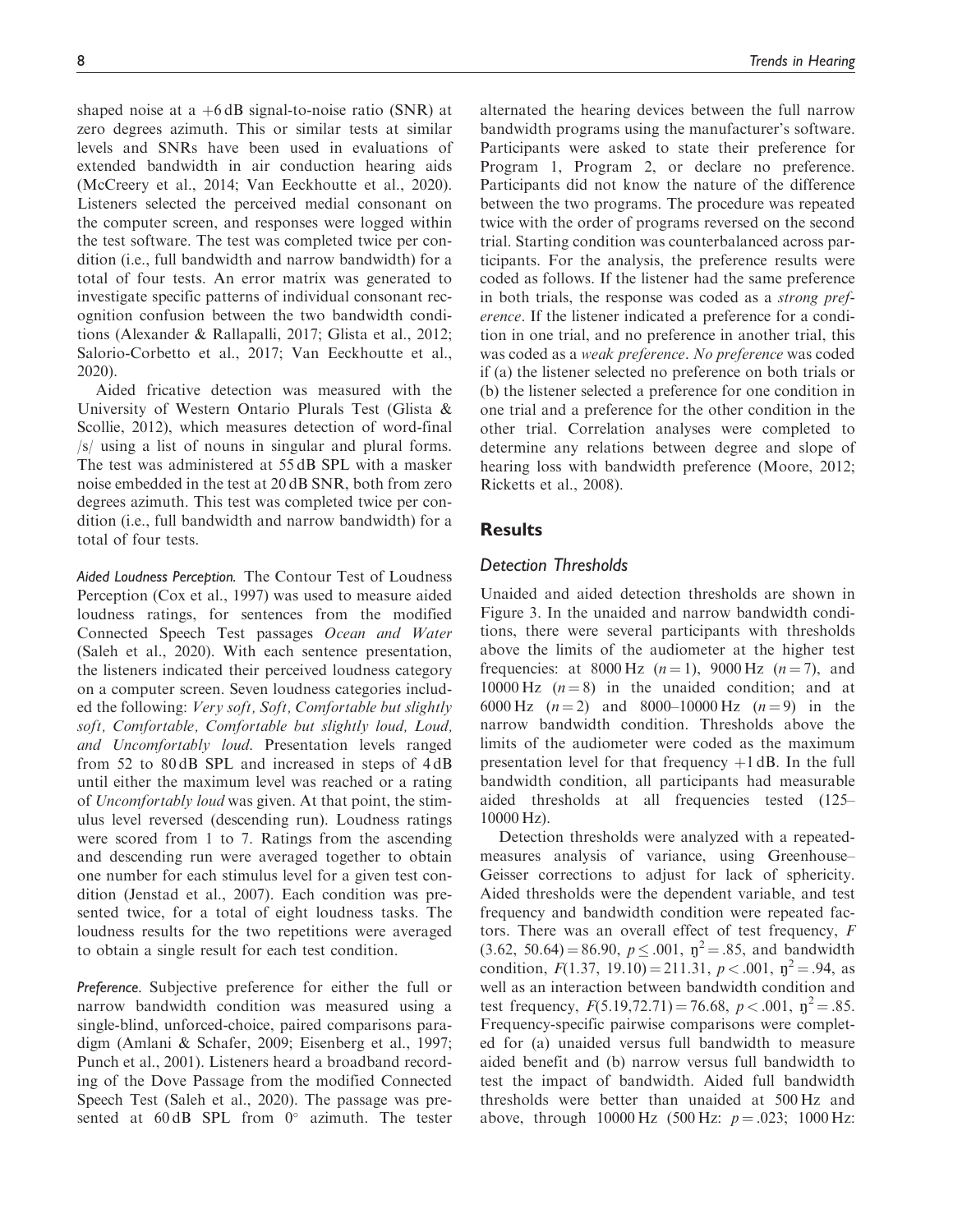shaped noise at a +6 dB signal-to-noise ratio (SNR) at zero degrees azimuth. This or similar tests at similar levels and SNRs have been used in evaluations of extended bandwidth in air conduction hearing aids (McCreery et al., 2014; Van Eeckhoutte et al., 2020). Listeners selected the perceived medial consonant on the computer screen, and responses were logged within the test software. The test was completed twice per condition (i.e., full bandwidth and narrow bandwidth) for a total of four tests. An error matrix was generated to investigate specific patterns of individual consonant recognition confusion between the two bandwidth conditions (Alexander & Rallapalli, 2017; Glista et al., 2012; Salorio-Corbetto et al., 2017; Van Eeckhoutte et al., 2020).

Aided fricative detection was measured with the University of Western Ontario Plurals Test (Glista & Scollie, 2012), which measures detection of word-final /s/ using a list of nouns in singular and plural forms. The test was administered at 55 dB SPL with a masker noise embedded in the test at 20 dB SNR, both from zero degrees azimuth. This test was completed twice per condition (i.e., full bandwidth and narrow bandwidth) for a total of four tests.

*Aided Loudness Perception.* The Contour Test of Loudness Perception (Cox et al., 1997) was used to measure aided loudness ratings, for sentences from the modified Connected Speech Test passages *Ocean and Water* (Saleh et al., 2020). With each sentence presentation, the listeners indicated their perceived loudness category on a computer screen. Seven loudness categories included the following: *Very soft, Soft, Comfortable but slightly soft, Comfortable, Comfortable but slightly loud, Loud, and Uncomfortably loud.* Presentation levels ranged from 52 to 80 dB SPL and increased in steps of 4 dB until either the maximum level was reached or a rating of *Uncomfortably loud* was given. At that point, the stimulus level reversed (descending run). Loudness ratings were scored from 1 to 7. Ratings from the ascending and descending run were averaged together to obtain one number for each stimulus level for a given test condition (Jenstad et al., 2007). Each condition was presented twice, for a total of eight loudness tasks. The loudness results for the two repetitions were averaged to obtain a single result for each test condition.

*Preference.* Subjective preference for either the full or narrow bandwidth condition was measured using a single-blind, unforced-choice, paired comparisons paradigm (Amlani & Schafer, 2009; Eisenberg et al., 1997; Punch et al., 2001). Listeners heard a broadband recording of the Dove Passage from the modified Connected Speech Test (Saleh et al., 2020). The passage was presented at 60 dB SPL from 0° azimuth. The tester alternated the hearing devices between the full narrow bandwidth programs using the manufacturer's software. Participants were asked to state their preference for Program 1, Program 2, or declare no preference. Participants did not know the nature of the difference between the two programs. The procedure was repeated twice with the order of programs reversed on the second trial. Starting condition was counterbalanced across participants. For the analysis, the preference results were coded as follows. If the listener had the same preference in both trials, the response was coded as a *strong preference*. If the listener indicated a preference for a condition in one trial, and no preference in another trial, this was coded as a *weak preference*. *No preference* was coded if (a) the listener selected no preference on both trials or (b) the listener selected a preference for one condition in one trial and a preference for the other condition in the other trial. Correlation analyses were completed to determine any relations between degree and slope of hearing loss with bandwidth preference (Moore, 2012; Ricketts et al., 2008).

## Results

### Detection Thresholds

Unaided and aided detection thresholds are shown in Figure 3. In the unaided and narrow bandwidth conditions, there were several participants with thresholds above the limits of the audiometer at the higher test frequencies: at 8000 Hz ($n = 1$), 9000 Hz ($n = 7$), and 10000 Hz ($n = 8$) in the unaided condition; and at 6000 Hz ($n = 2$) and 8000–10000 Hz ($n = 9$) in the narrow bandwidth condition. Thresholds above the limits of the audiometer were coded as the maximum presentation level for that frequency +1 dB. In the full bandwidth condition, all participants had measurable aided thresholds at all frequencies tested (125–10000 Hz).

Detection thresholds were analyzed with a repeated-measures analysis of variance, using Greenhouse–Geisser corrections to adjust for lack of sphericity. Aided thresholds were the dependent variable, and test frequency and bandwidth condition were repeated factors. There was an overall effect of test frequency, $F(3.62, 50.64) = 86.90$, $p \leq .001$, $\eta^2 = .85$, and bandwidth condition, $F(1.37, 19.10) = 211.31$, $p < .001$, $\eta^2 = .94$, as well as an interaction between bandwidth condition and test frequency, $F(5.19, 72.71) = 76.68$, $p < .001$, $\eta^2 = .85$. Frequency-specific pairwise comparisons were completed for (a) unaided versus full bandwidth to measure aided benefit and (b) narrow versus full bandwidth to test the impact of bandwidth. Aided full bandwidth thresholds were better than unaided at 500 Hz and above, through 10000 Hz (500 Hz: $p = .023$; 1000 Hz: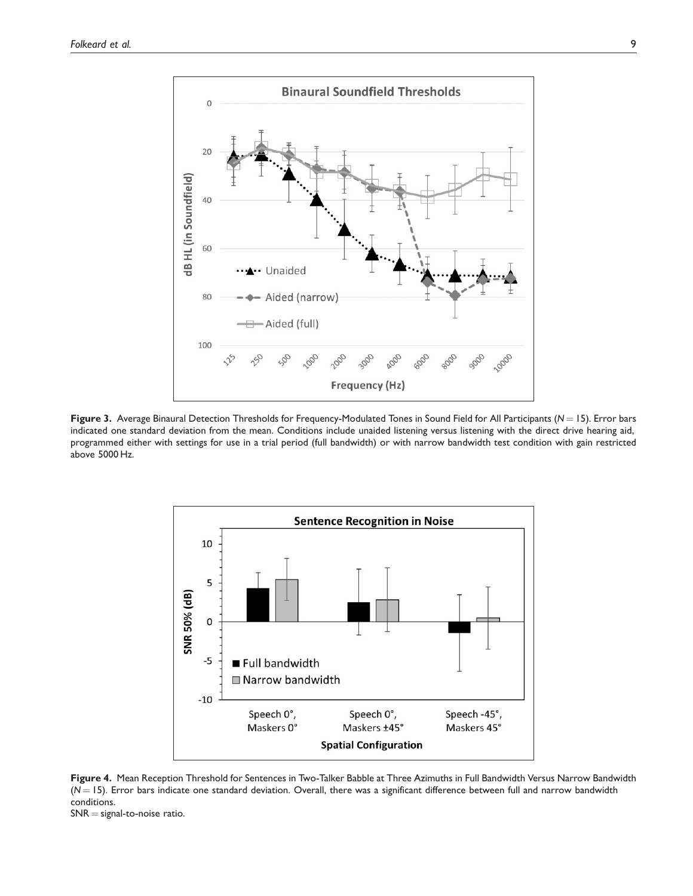**Figure 3.** Average Binaural Detection Thresholds for Frequency-Modulated Tones in Sound Field for All Participants ($N = 15$). Error bars indicated one standard deviation from the mean. Conditions include unaided listening versus listening with the direct drive hearing aid, programmed either with settings for use in a trial period (full bandwidth) or with narrow bandwidth test condition with gain restricted above 5000 Hz.

**Figure 4.** Mean Reception Threshold for Sentences in Two-Talker Babble at Three Azimuths in Full Bandwidth Versus Narrow Bandwidth ($N = 15$). Error bars indicate one standard deviation. Overall, there was a significant difference between full and narrow bandwidth conditions.

SNR = signal-to-noise ratio.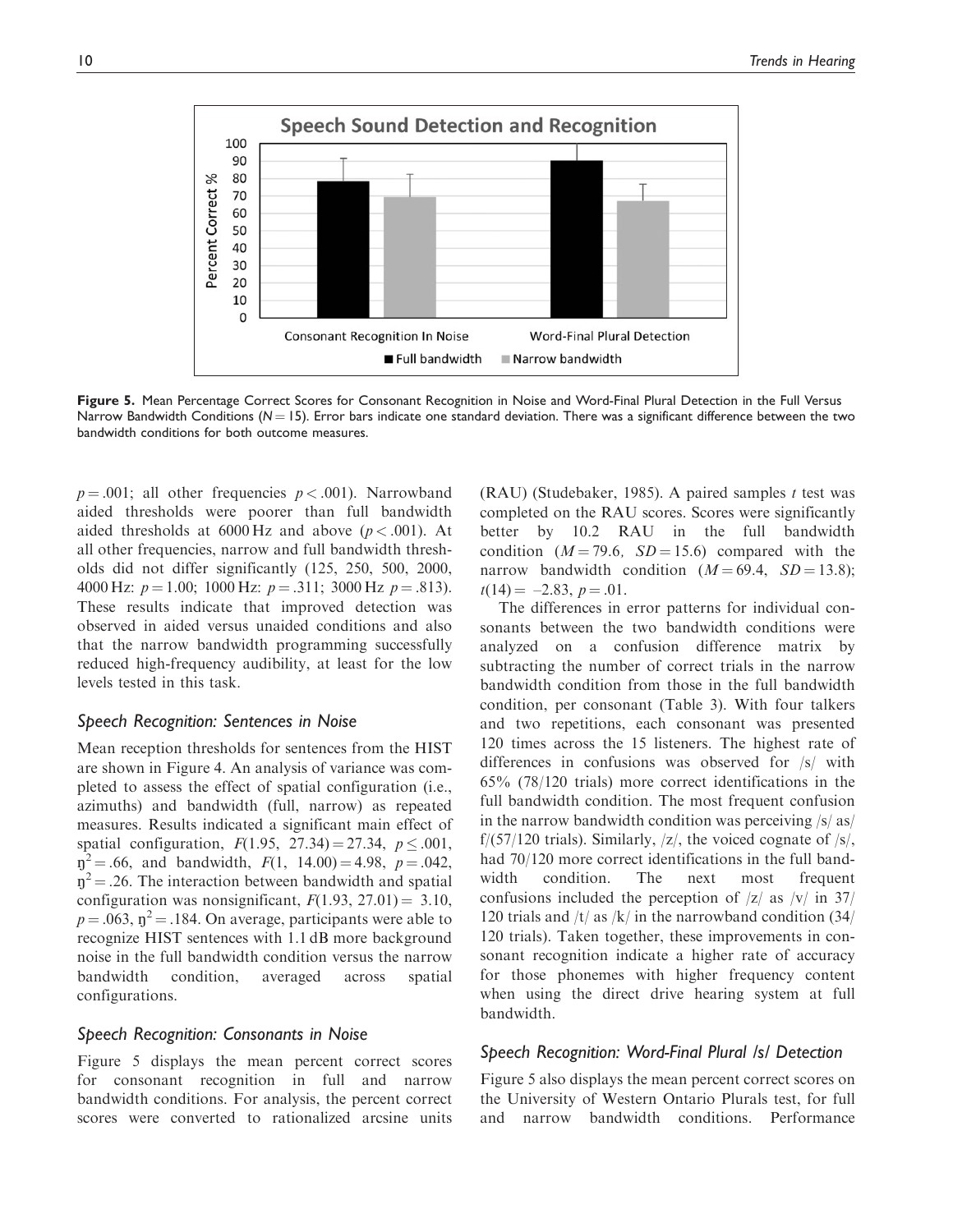**Figure 5.** Mean Percentage Correct Scores for Consonant Recognition in Noise and Word-Final Plural Detection in the Full Versus Narrow Bandwidth Conditions ($N = 15$). Error bars indicate one standard deviation. There was a significant difference between the two bandwidth conditions for both outcome measures.

$p = .001$; all other frequencies $p < .001$). Narrowband aided thresholds were poorer than full bandwidth aided thresholds at 6000 Hz and above ($p < .001$). At all other frequencies, narrow and full bandwidth thresholds did not differ significantly (125, 250, 500, 2000, 4000 Hz: $p = 1.00$; 1000 Hz: $p = .311$; 3000 Hz $p = .813$). These results indicate that improved detection was observed in aided versus unaided conditions and also that the narrow bandwidth programming successfully reduced high-frequency audibility, at least for the low levels tested in this task.

### Speech Recognition: Sentences in Noise

Mean reception thresholds for sentences from the HIST are shown in Figure 4. An analysis of variance was completed to assess the effect of spatial configuration (i.e., azimuths) and bandwidth (full, narrow) as repeated measures. Results indicated a significant main effect of spatial configuration, $F(1.95,\ 27.34) = 27.34$, $p \leq .001$, $\eta^2 = .66$, and bandwidth, $F(1,\ 14.00) = 4.98$, $p = .042$, $\eta^2 = .26$. The interaction between bandwidth and spatial configuration was nonsignificant, $F(1.93,\ 27.01) = 3.10$, $p = .063$, $\eta^2 = .184$. On average, participants were able to recognize HIST sentences with 1.1 dB more background noise in the full bandwidth condition versus the narrow bandwidth condition, averaged across spatial configurations.

### Speech Recognition: Consonants in Noise

Figure 5 displays the mean percent correct scores for consonant recognition in full and narrow bandwidth conditions. For analysis, the percent correct scores were converted to rationalized arcsine units (RAU) (Studebaker, 1985). A paired samples $t$ test was completed on the RAU scores. Scores were significantly better by 10.2 RAU in the full bandwidth condition ($M = 79.6,\ SD = 15.6$) compared with the narrow bandwidth condition ($M = 69.4,\ SD = 13.8$); $t(14) = -2.83$, $p = .01$.

The differences in error patterns for individual consonants between the two bandwidth conditions were analyzed on a confusion difference matrix by subtracting the number of correct trials in the narrow bandwidth condition from those in the full bandwidth condition, per consonant (Table 3). With four talkers and two repetitions, each consonant was presented 120 times across the 15 listeners. The highest rate of differences in confusions was observed for /s/ with 65% (78/120 trials) more correct identifications in the full bandwidth condition. The most frequent confusion in the narrow bandwidth condition was perceiving /s/ as/ f/(57/120 trials). Similarly, /z/, the voiced cognate of /s/, had 70/120 more correct identifications in the full bandwidth condition. The next most frequent confusions included the perception of /z/ as /v/ in 37/ 120 trials and /t/ as /k/ in the narrowband condition (34/ 120 trials). Taken together, these improvements in consonant recognition indicate a higher rate of accuracy for those phonemes with higher frequency content when using the direct drive hearing system at full bandwidth.

### Speech Recognition: Word-Final Plural /s/ Detection

Figure 5 also displays the mean percent correct scores on the University of Western Ontario Plurals test, for full and narrow bandwidth conditions. Performance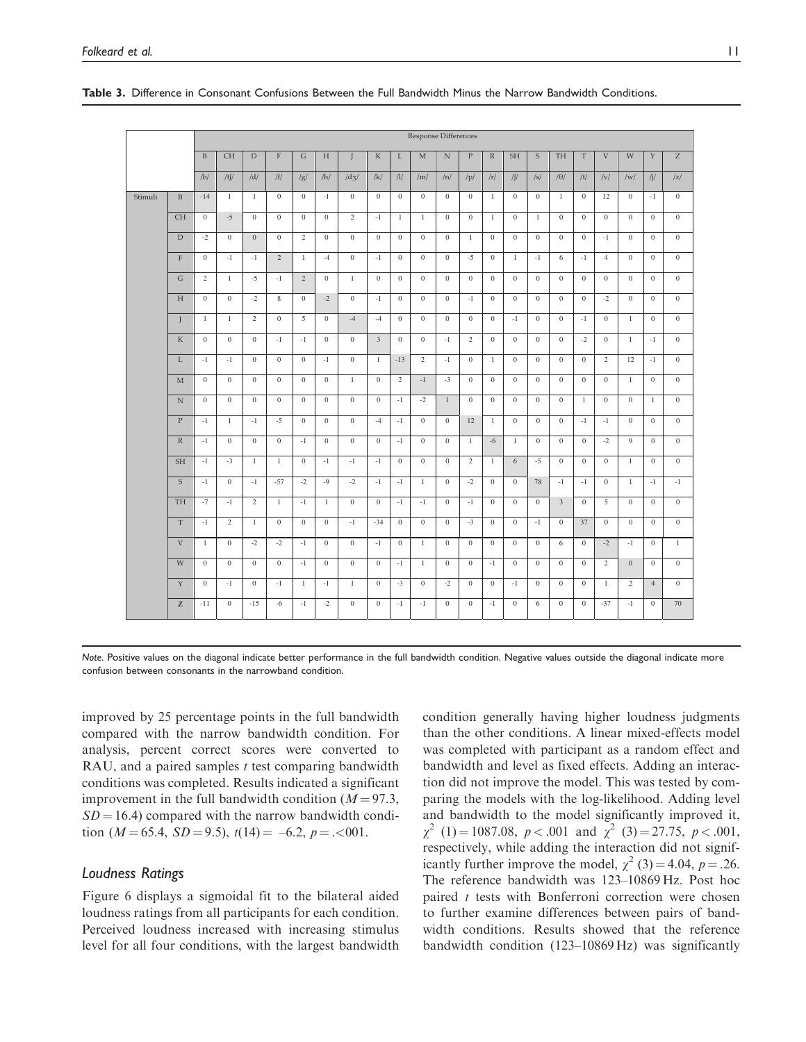**Table 3.** Difference in Consonant Confusions Between the Full Bandwidth Minus the Narrow Bandwidth Conditions.

| | | Response Differences | | | | | | | | | | | | | | | | | | | | |
|---|---|---|---|---|---|---|---|---|---|---|---|---|---|---|---|---|---|---|---|---|---|---|
| | | B | CH | D | F | G | H | J | K | L | M | N | P | R | SH | S | TH | T | V | W | Y | Z |
| | | /b/ | /tʃ/ | /d/ | /f/ | /g/ | /h/ | /dʒ/ | /k/ | /l/ | /m/ | /n/ | /p/ | /r/ | /ʃ/ | /s/ | /θ/ | /t/ | /v/ | /w/ | /j/ | /z/ |
| Stimuli | B | -14 | 1 | 1 | 0 | 0 | -1 | 0 | 0 | 0 | 0 | 0 | 0 | 1 | 0 | 0 | 1 | 0 | 12 | 0 | -1 | 0 |
| | CH | 0 | -5 | 0 | 0 | 0 | 0 | 2 | -1 | 1 | 1 | 0 | 0 | 1 | 0 | 1 | 0 | 0 | 0 | 0 | 0 | 0 |
| | D | -2 | 0 | 0 | 0 | 2 | 0 | 0 | 0 | 0 | 0 | 0 | 1 | 0 | 0 | 0 | 0 | 0 | -1 | 0 | 0 | 0 |
| | F | 0 | -1 | -1 | 2 | 1 | -4 | 0 | -1 | 0 | 0 | 0 | -5 | 0 | 1 | -1 | 6 | -1 | 4 | 0 | 0 | 0 |
| | G | 2 | 1 | -5 | -1 | 2 | 0 | 1 | 0 | 0 | 0 | 0 | 0 | 0 | 0 | 0 | 0 | 0 | 0 | 0 | 0 | 0 |
| | H | 0 | 0 | -2 | 8 | 0 | -2 | 0 | -1 | 0 | 0 | 0 | -1 | 0 | 0 | 0 | 0 | 0 | -2 | 0 | 0 | 0 |
| | J | 1 | 1 | 2 | 0 | 5 | 0 | -4 | -4 | 0 | 0 | 0 | 0 | 0 | -1 | 0 | 0 | -1 | 0 | 1 | 0 | 0 |
| | K | 0 | 0 | 0 | -1 | -1 | 0 | 0 | 3 | 0 | 0 | -1 | 2 | 0 | 0 | 0 | 0 | -2 | 0 | 1 | -1 | 0 |
| | L | -1 | -1 | 0 | 0 | 0 | -1 | 0 | 1 | -13 | 2 | -1 | 0 | 1 | 0 | 0 | 0 | 0 | 2 | 12 | -1 | 0 |
| | M | 0 | 0 | 0 | 0 | 0 | 0 | 1 | 0 | 2 | -1 | -3 | 0 | 0 | 0 | 0 | 0 | 0 | 0 | 1 | 0 | 0 |
| | N | 0 | 0 | 0 | 0 | 0 | 0 | 0 | 0 | -1 | -2 | 1 | 0 | 0 | 0 | 0 | 0 | 1 | 0 | 0 | 1 | 0 |
| | P | -1 | 1 | -1 | -5 | 0 | 0 | 0 | -4 | -1 | 0 | 0 | 12 | 1 | 0 | 0 | 0 | -1 | -1 | 0 | 0 | 0 |
| | R | -1 | 0 | 0 | 0 | -1 | 0 | 0 | 0 | -1 | 0 | 0 | 1 | -6 | 1 | 0 | 0 | 0 | -2 | 9 | 0 | 0 |
| | SH | -1 | -3 | 1 | 1 | 0 | -1 | -1 | -1 | 0 | 0 | 0 | 2 | 1 | 6 | -5 | 0 | 0 | 0 | 1 | 0 | 0 |
| | S | -1 | 0 | -1 | -57 | -2 | -9 | -2 | -1 | -1 | 1 | 0 | -2 | 0 | 0 | 78 | -1 | -1 | 0 | 1 | -1 | -1 |
| | TH | -7 | -1 | 2 | 1 | -1 | 1 | 0 | 0 | -1 | -1 | 0 | -1 | 0 | 0 | 0 | 3 | 0 | 5 | 0 | 0 | 0 |
| | T | -1 | 2 | 1 | 0 | 0 | 0 | -1 | -34 | 0 | 0 | 0 | -3 | 0 | 0 | -1 | 0 | 37 | 0 | 0 | 0 | 0 |
| | V | 1 | 0 | -2 | -2 | -1 | 0 | 0 | -1 | 0 | 1 | 0 | 0 | 0 | 0 | 0 | 6 | 0 | -2 | -1 | 0 | 1 |
| | W | 0 | 0 | 0 | 0 | -1 | 0 | 0 | 0 | -1 | 1 | 0 | 0 | -1 | 0 | 0 | 0 | 0 | 2 | 0 | 0 | 0 |
| | Y | 0 | -1 | 0 | -1 | 1 | -1 | 1 | 0 | -3 | 0 | -2 | 0 | 0 | -1 | 0 | 0 | 0 | 1 | 2 | 4 | 0 |
| | Z | -11 | 0 | -15 | -6 | -1 | -2 | 0 | 0 | -1 | -1 | 0 | 0 | -1 | 0 | 6 | 0 | 0 | -37 | -1 | 0 | 70 |

*Note.* Positive values on the diagonal indicate better performance in the full bandwidth condition. Negative values outside the diagonal indicate more confusion between consonants in the narrowband condition.

improved by 25 percentage points in the full bandwidth compared with the narrow bandwidth condition. For analysis, percent correct scores were converted to RAU, and a paired samples $t$ test comparing bandwidth conditions was completed. Results indicated a significant improvement in the full bandwidth condition ($M = 97.3$, $SD = 16.4$) compared with the narrow bandwidth condition ($M = 65.4$, $SD = 9.5$), $t(14) = -6.2$, $p = .<001$.

### Loudness Ratings

Figure 6 displays a sigmoidal fit to the bilateral aided loudness ratings from all participants for each condition. Perceived loudness increased with increasing stimulus level for all four conditions, with the largest bandwidth condition generally having higher loudness judgments than the other conditions. A linear mixed-effects model was completed with participant as a random effect and bandwidth and level as fixed effects. Adding an interaction did not improve the model. This was tested by comparing the models with the log-likelihood. Adding level and bandwidth to the model significantly improved it, $\chi^2$ (1) = 1087.08, $p < .001$ and $\chi^2$ (3) = 27.75, $p < .001$, respectively, while adding the interaction did not significantly further improve the model, $\chi^2$ (3) = 4.04, $p = .26$. The reference bandwidth was 123–10869 Hz. Post hoc paired $t$ tests with Bonferroni correction were chosen to further examine differences between pairs of bandwidth conditions. Results showed that the reference bandwidth condition (123–10869 Hz) was significantly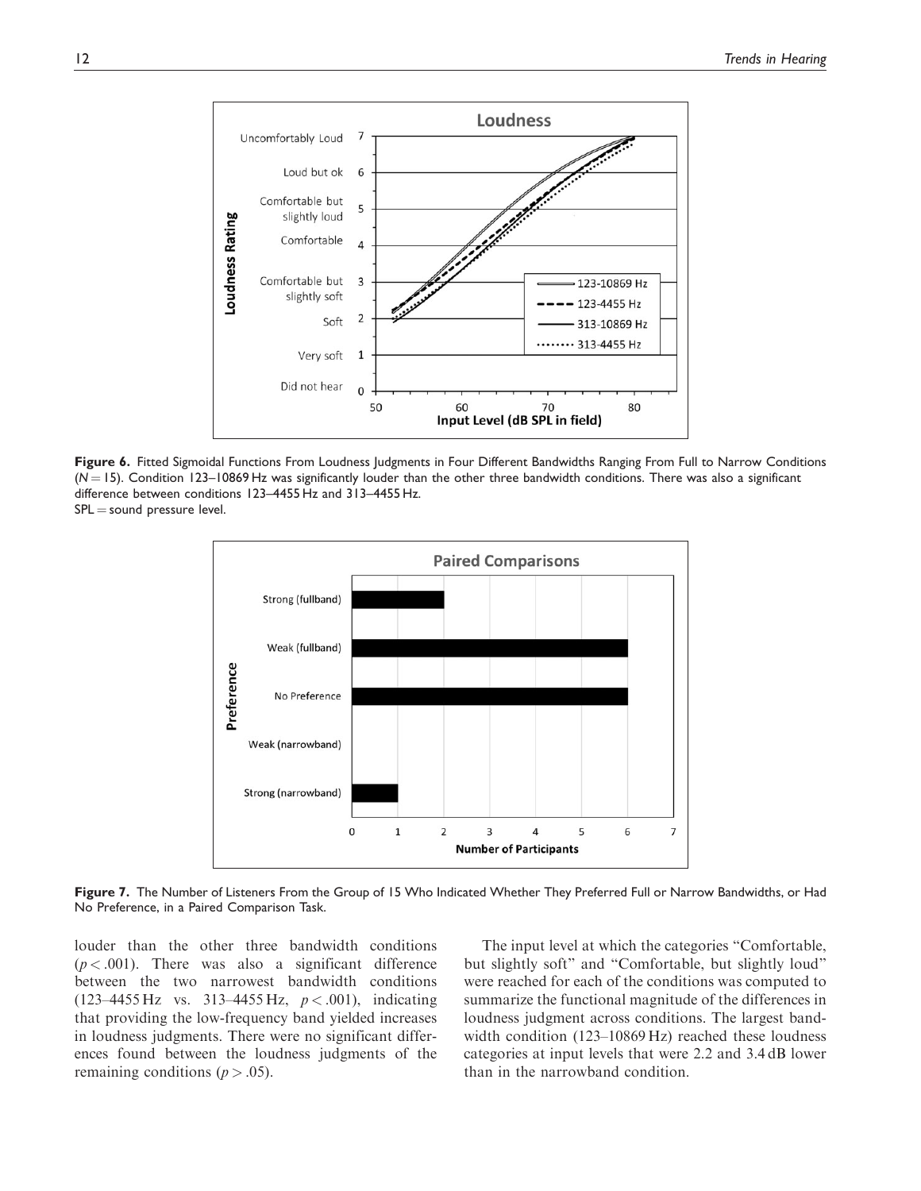**Figure 6.** Fitted Sigmoidal Functions From Loudness Judgments in Four Different Bandwidths Ranging From Full to Narrow Conditions ($N = 15$). Condition 123–10869 Hz was significantly louder than the other three bandwidth conditions. There was also a significant difference between conditions 123–4455 Hz and 313–4455 Hz.
SPL = sound pressure level.

**Figure 7.** The Number of Listeners From the Group of 15 Who Indicated Whether They Preferred Full or Narrow Bandwidths, or Had No Preference, in a Paired Comparison Task.

louder than the other three bandwidth conditions ($p < .001$). There was also a significant difference between the two narrowest bandwidth conditions (123–4455 Hz vs. 313–4455 Hz, $p < .001$), indicating that providing the low-frequency band yielded increases in loudness judgments. There were no significant differences found between the loudness judgments of the remaining conditions ($p > .05$).

The input level at which the categories "Comfortable, but slightly soft" and "Comfortable, but slightly loud" were reached for each of the conditions was computed to summarize the functional magnitude of the differences in loudness judgment across conditions. The largest bandwidth condition (123–10869 Hz) reached these loudness categories at input levels that were 2.2 and 3.4 dB lower than in the narrowband condition.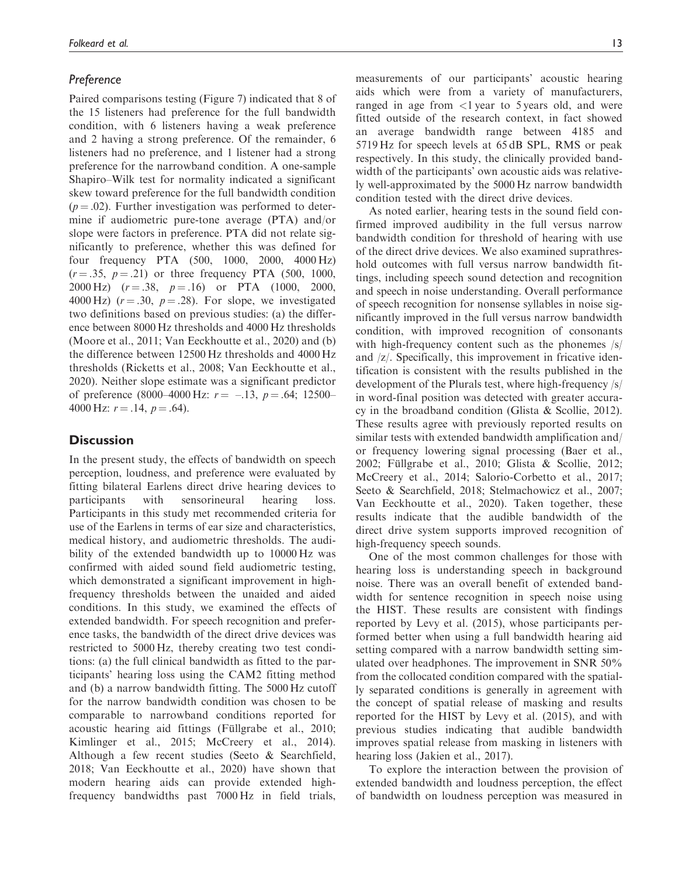### *Preference*

Paired comparisons testing (Figure 7) indicated that 8 of the 15 listeners had preference for the full bandwidth condition, with 6 listeners having a weak preference and 2 having a strong preference. Of the remainder, 6 listeners had no preference, and 1 listener had a strong preference for the narrowband condition. A one-sample Shapiro–Wilk test for normality indicated a significant skew toward preference for the full bandwidth condition ($p = .02$). Further investigation was performed to determine if audiometric pure-tone average (PTA) and/or slope were factors in preference. PTA did not relate significantly to preference, whether this was defined for four frequency PTA (500, 1000, 2000, 4000 Hz) ($r = .35$, $p = .21$) or three frequency PTA (500, 1000, 2000 Hz) ($r = .38$, $p = .16$) or PTA (1000, 2000, 4000 Hz) ($r = .30$, $p = .28$). For slope, we investigated two definitions based on previous studies: (a) the difference between 8000 Hz thresholds and 4000 Hz thresholds (Moore et al., 2011; Van Eeckhoutte et al., 2020) and (b) the difference between 12500 Hz thresholds and 4000 Hz thresholds (Ricketts et al., 2008; Van Eeckhoutte et al., 2020). Neither slope estimate was a significant predictor of preference (8000–4000 Hz: $r = -.13$, $p = .64$; 12500–4000 Hz: $r = .14$, $p = .64$).

## Discussion

In the present study, the effects of bandwidth on speech perception, loudness, and preference were evaluated by fitting bilateral Earlens direct drive hearing devices to participants with sensorineural hearing loss. Participants in this study met recommended criteria for use of the Earlens in terms of ear size and characteristics, medical history, and audiometric thresholds. The audibility of the extended bandwidth up to 10000 Hz was confirmed with aided sound field audiometric testing, which demonstrated a significant improvement in high-frequency thresholds between the unaided and aided conditions. In this study, we examined the effects of extended bandwidth. For speech recognition and preference tasks, the bandwidth of the direct drive devices was restricted to 5000 Hz, thereby creating two test conditions: (a) the full clinical bandwidth as fitted to the participants' hearing loss using the CAM2 fitting method and (b) a narrow bandwidth fitting. The 5000 Hz cutoff for the narrow bandwidth condition was chosen to be comparable to narrowband conditions reported for acoustic hearing aid fittings (Füllgrabe et al., 2010; Kimlinger et al., 2015; McCreery et al., 2014). Although a few recent studies (Seeto & Searchfield, 2018; Van Eeckhoutte et al., 2020) have shown that modern hearing aids can provide extended high-frequency bandwidths past 7000 Hz in field trials, measurements of our participants' acoustic hearing aids which were from a variety of manufacturers, ranged in age from <1 year to 5 years old, and were fitted outside of the research context, in fact showed an average bandwidth range between 4185 and 5719 Hz for speech levels at 65 dB SPL, RMS or peak respectively. In this study, the clinically provided bandwidth of the participants' own acoustic aids was relatively well-approximated by the 5000 Hz narrow bandwidth condition tested with the direct drive devices.

As noted earlier, hearing tests in the sound field confirmed improved audibility in the full versus narrow bandwidth condition for threshold of hearing with use of the direct drive devices. We also examined suprathreshold outcomes with full versus narrow bandwidth fittings, including speech sound detection and recognition and speech in noise understanding. Overall performance of speech recognition for nonsense syllables in noise significantly improved in the full versus narrow bandwidth condition, with improved recognition of consonants with high-frequency content such as the phonemes /s/ and /z/. Specifically, this improvement in fricative identification is consistent with the results published in the development of the Plurals test, where high-frequency /s/ in word-final position was detected with greater accuracy in the broadband condition (Glista & Scollie, 2012). These results agree with previously reported results on similar tests with extended bandwidth amplification and/or frequency lowering signal processing (Baer et al., 2002; Füllgrabe et al., 2010; Glista & Scollie, 2012; McCreery et al., 2014; Salorio-Corbetto et al., 2017; Seeto & Searchfield, 2018; Stelmachowicz et al., 2007; Van Eeckhoutte et al., 2020). Taken together, these results indicate that the audible bandwidth of the direct drive system supports improved recognition of high-frequency speech sounds.

One of the most common challenges for those with hearing loss is understanding speech in background noise. There was an overall benefit of extended bandwidth for sentence recognition in speech noise using the HIST. These results are consistent with findings reported by Levy et al. (2015), whose participants performed better when using a full bandwidth hearing aid setting compared with a narrow bandwidth setting simulated over headphones. The improvement in SNR 50% from the collocated condition compared with the spatially separated conditions is generally in agreement with the concept of spatial release of masking and results reported for the HIST by Levy et al. (2015), and with previous studies indicating that audible bandwidth improves spatial release from masking in listeners with hearing loss (Jakien et al., 2017).

To explore the interaction between the provision of extended bandwidth and loudness perception, the effect of bandwidth on loudness perception was measured in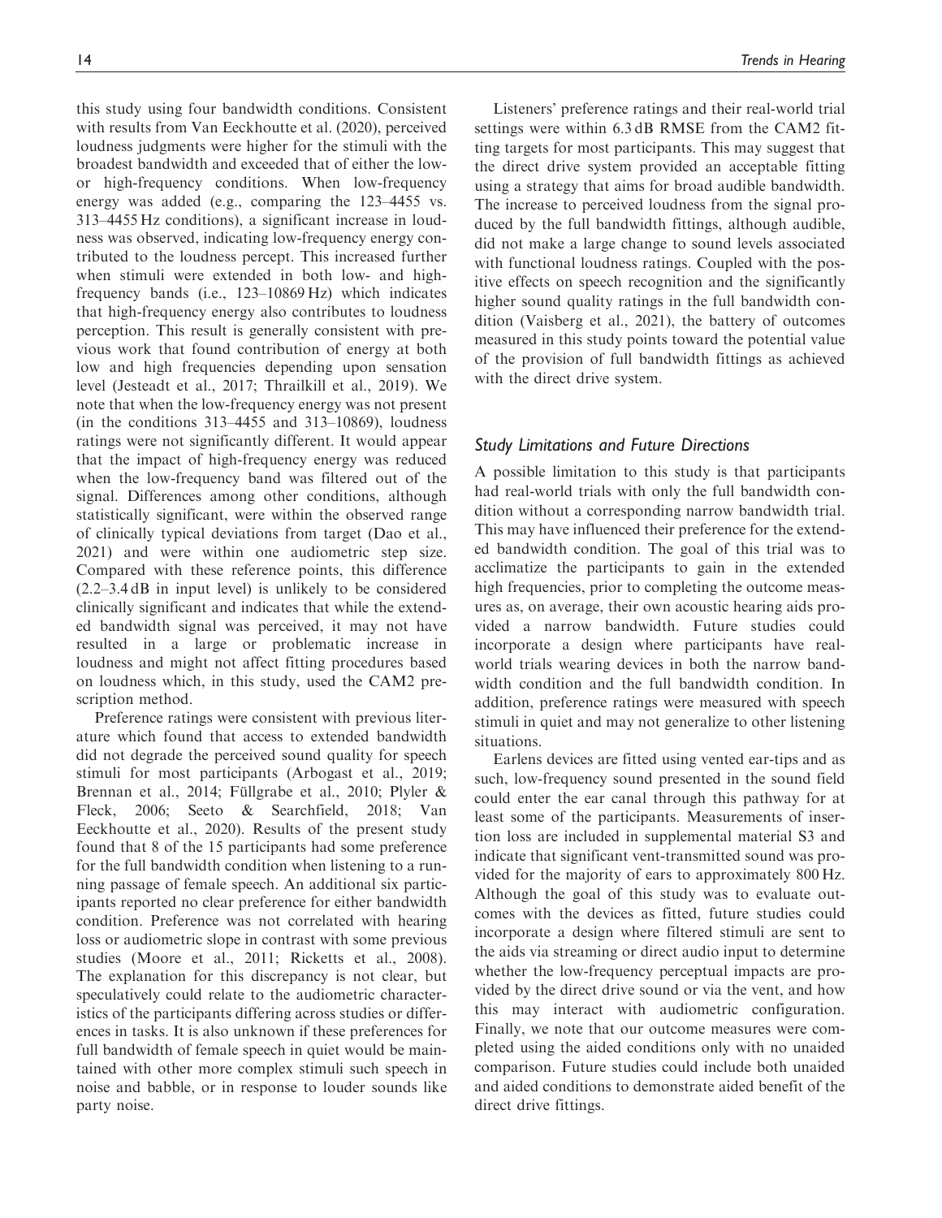this study using four bandwidth conditions. Consistent with results from Van Eeckhoutte et al. (2020), perceived loudness judgments were higher for the stimuli with the broadest bandwidth and exceeded that of either the low- or high-frequency conditions. When low-frequency energy was added (e.g., comparing the 123–4455 vs. 313–4455 Hz conditions), a significant increase in loudness was observed, indicating low-frequency energy contributed to the loudness percept. This increased further when stimuli were extended in both low- and high-frequency bands (i.e., 123–10869 Hz) which indicates that high-frequency energy also contributes to loudness perception. This result is generally consistent with previous work that found contribution of energy at both low and high frequencies depending upon sensation level (Jesteadt et al., 2017; Thrailkill et al., 2019). We note that when the low-frequency energy was not present (in the conditions 313–4455 and 313–10869), loudness ratings were not significantly different. It would appear that the impact of high-frequency energy was reduced when the low-frequency band was filtered out of the signal. Differences among other conditions, although statistically significant, were within the observed range of clinically typical deviations from target (Dao et al., 2021) and were within one audiometric step size. Compared with these reference points, this difference (2.2–3.4 dB in input level) is unlikely to be considered clinically significant and indicates that while the extended bandwidth signal was perceived, it may not have resulted in a large or problematic increase in loudness and might not affect fitting procedures based on loudness which, in this study, used the CAM2 prescription method.

Preference ratings were consistent with previous literature which found that access to extended bandwidth did not degrade the perceived sound quality for speech stimuli for most participants (Arbogast et al., 2019; Brennan et al., 2014; Füllgrabe et al., 2010; Plyler & Fleck, 2006; Seeto & Searchfield, 2018; Van Eeckhoutte et al., 2020). Results of the present study found that 8 of the 15 participants had some preference for the full bandwidth condition when listening to a running passage of female speech. An additional six participants reported no clear preference for either bandwidth condition. Preference was not correlated with hearing loss or audiometric slope in contrast with some previous studies (Moore et al., 2011; Ricketts et al., 2008). The explanation for this discrepancy is not clear, but speculatively could relate to the audiometric characteristics of the participants differing across studies or differences in tasks. It is also unknown if these preferences for full bandwidth of female speech in quiet would be maintained with other more complex stimuli such speech in noise and babble, or in response to louder sounds like party noise.

Listeners' preference ratings and their real-world trial settings were within 6.3 dB RMSE from the CAM2 fitting targets for most participants. This may suggest that the direct drive system provided an acceptable fitting using a strategy that aims for broad audible bandwidth. The increase to perceived loudness from the signal produced by the full bandwidth fittings, although audible, did not make a large change to sound levels associated with functional loudness ratings. Coupled with the positive effects on speech recognition and the significantly higher sound quality ratings in the full bandwidth condition (Vaisberg et al., 2021), the battery of outcomes measured in this study points toward the potential value of the provision of full bandwidth fittings as achieved with the direct drive system.

### *Study Limitations and Future Directions*

A possible limitation to this study is that participants had real-world trials with only the full bandwidth condition without a corresponding narrow bandwidth trial. This may have influenced their preference for the extended bandwidth condition. The goal of this trial was to acclimatize the participants to gain in the extended high frequencies, prior to completing the outcome measures as, on average, their own acoustic hearing aids provided a narrow bandwidth. Future studies could incorporate a design where participants have real-world trials wearing devices in both the narrow bandwidth condition and the full bandwidth condition. In addition, preference ratings were measured with speech stimuli in quiet and may not generalize to other listening situations.

Earlens devices are fitted using vented ear-tips and as such, low-frequency sound presented in the sound field could enter the ear canal through this pathway for at least some of the participants. Measurements of insertion loss are included in supplemental material S3 and indicate that significant vent-transmitted sound was provided for the majority of ears to approximately 800 Hz. Although the goal of this study was to evaluate outcomes with the devices as fitted, future studies could incorporate a design where filtered stimuli are sent to the aids via streaming or direct audio input to determine whether the low-frequency perceptual impacts are provided by the direct drive sound or via the vent, and how this may interact with audiometric configuration. Finally, we note that our outcome measures were completed using the aided conditions only with no unaided comparison. Future studies could include both unaided and aided conditions to demonstrate aided benefit of the direct drive fittings.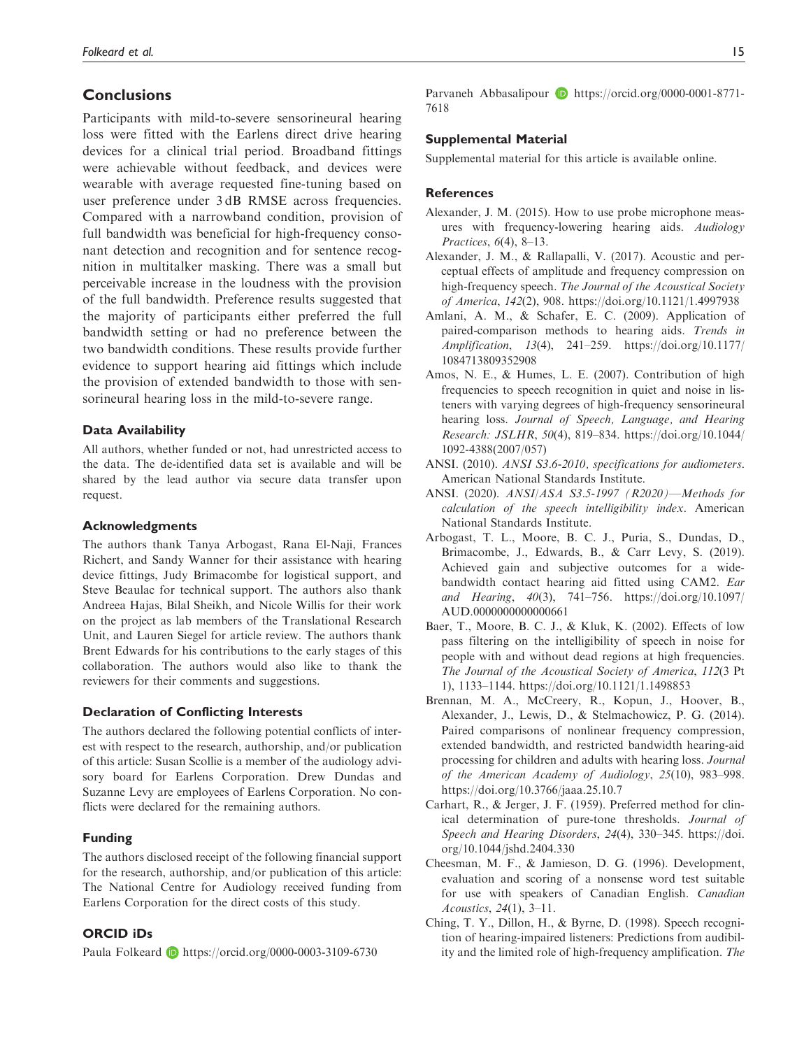## Conclusions

Participants with mild-to-severe sensorineural hearing loss were fitted with the Earlens direct drive hearing devices for a clinical trial period. Broadband fittings were achievable without feedback, and devices were wearable with average requested fine-tuning based on user preference under 3 dB RMSE across frequencies. Compared with a narrowband condition, provision of full bandwidth was beneficial for high-frequency consonant detection and recognition and for sentence recognition in multitalker masking. There was a small but perceivable increase in the loudness with the provision of the full bandwidth. Preference results suggested that the majority of participants either preferred the full bandwidth setting or had no preference between the two bandwidth conditions. These results provide further evidence to support hearing aid fittings which include the provision of extended bandwidth to those with sensorineural hearing loss in the mild-to-severe range.

### Data Availability

All authors, whether funded or not, had unrestricted access to the data. The de-identified data set is available and will be shared by the lead author via secure data transfer upon request.

### Acknowledgments

The authors thank Tanya Arbogast, Rana El-Naji, Frances Richert, and Sandy Wanner for their assistance with hearing device fittings, Judy Brimacombe for logistical support, and Steve Beaulac for technical support. The authors also thank Andreea Hajas, Bilal Sheikh, and Nicole Willis for their work on the project as lab members of the Translational Research Unit, and Lauren Siegel for article review. The authors thank Brent Edwards for his contributions to the early stages of this collaboration. The authors would also like to thank the reviewers for their comments and suggestions.

### Declaration of Conflicting Interests

The authors declared the following potential conflicts of interest with respect to the research, authorship, and/or publication of this article: Susan Scollie is a member of the audiology advisory board for Earlens Corporation. Drew Dundas and Suzanne Levy are employees of Earlens Corporation. No conflicts were declared for the remaining authors.

### Funding

The authors disclosed receipt of the following financial support for the research, authorship, and/or publication of this article: The National Centre for Audiology received funding from Earlens Corporation for the direct costs of this study.

### ORCID iDs

Paula Folkeard https://orcid.org/0000-0003-3109-6730

Parvaneh Abbasalipour https://orcid.org/0000-0001-8771-7618

### Supplemental Material

Supplemental material for this article is available online.

### References

Alexander, J. M. (2015). How to use probe microphone measures with frequency-lowering hearing aids. *Audiology Practices*, *6*(4), 8–13.

Alexander, J. M., & Rallapalli, V. (2017). Acoustic and perceptual effects of amplitude and frequency compression on high-frequency speech. *The Journal of the Acoustical Society of America*, *142*(2), 908. https://doi.org/10.1121/1.4997938

Amlani, A. M., & Schafer, E. C. (2009). Application of paired-comparison methods to hearing aids. *Trends in Amplification*, *13*(4), 241–259. https://doi.org/10.1177/1084713809352908

Amos, N. E., & Humes, L. E. (2007). Contribution of high frequencies to speech recognition in quiet and noise in listeners with varying degrees of high-frequency sensorineural hearing loss. *Journal of Speech, Language, and Hearing Research: JSLHR*, *50*(4), 819–834. https://doi.org/10.1044/1092-4388(2007/057)

ANSI. (2010). *ANSI S3.6-2010, specifications for audiometers*. American National Standards Institute.

ANSI. (2020). *ANSI/ASA S3.5-1997 (R2020)—Methods for calculation of the speech intelligibility index*. American National Standards Institute.

Arbogast, T. L., Moore, B. C. J., Puria, S., Dundas, D., Brimacombe, J., Edwards, B., & Carr Levy, S. (2019). Achieved gain and subjective outcomes for a wide-bandwidth contact hearing aid fitted using CAM2. *Ear and Hearing*, *40*(3), 741–756. https://doi.org/10.1097/AUD.0000000000000661

Baer, T., Moore, B. C. J., & Kluk, K. (2002). Effects of low pass filtering on the intelligibility of speech in noise for people with and without dead regions at high frequencies. *The Journal of the Acoustical Society of America*, *112*(3 Pt 1), 1133–1144. https://doi.org/10.1121/1.1498853

Brennan, M. A., McCreery, R., Kopun, J., Hoover, B., Alexander, J., Lewis, D., & Stelmachowicz, P. G. (2014). Paired comparisons of nonlinear frequency compression, extended bandwidth, and restricted bandwidth hearing-aid processing for children and adults with hearing loss. *Journal of the American Academy of Audiology*, *25*(10), 983–998. https://doi.org/10.3766/jaaa.25.10.7

Carhart, R., & Jerger, J. F. (1959). Preferred method for clinical determination of pure-tone thresholds. *Journal of Speech and Hearing Disorders*, *24*(4), 330–345. https://doi.org/10.1044/jshd.2404.330

Cheesman, M. F., & Jamieson, D. G. (1996). Development, evaluation and scoring of a nonsense word test suitable for use with speakers of Canadian English. *Canadian Acoustics*, *24*(1), 3–11.

Ching, T. Y., Dillon, H., & Byrne, D. (1998). Speech recognition of hearing-impaired listeners: Predictions from audibility and the limited role of high-frequency amplification. *The*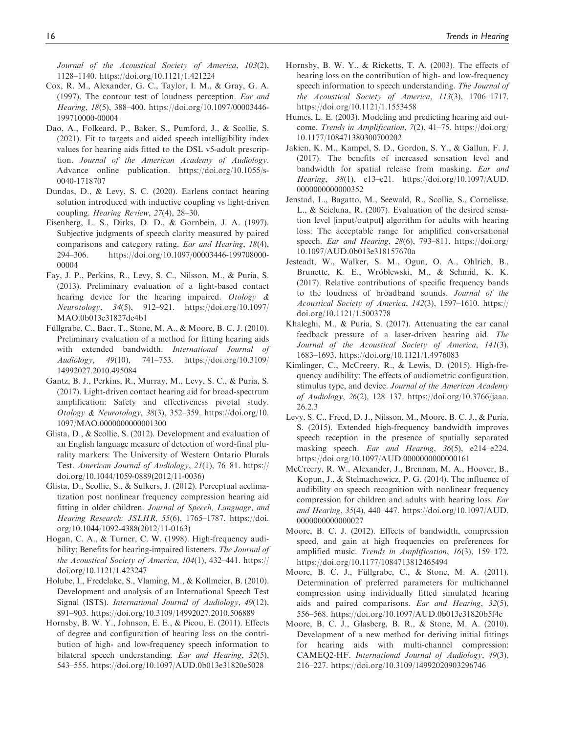*Journal of the Acoustical Society of America*, *103*(2), 1128–1140. https://doi.org/10.1121/1.421224

Cox, R. M., Alexander, G. C., Taylor, I. M., & Gray, G. A. (1997). The contour test of loudness perception. *Ear and Hearing*, *18*(5), 388–400. https://doi.org/10.1097/00003446-199710000-00004

Dao, A., Folkeard, P., Baker, S., Pumford, J., & Scollie, S. (2021). Fit to targets and aided speech intelligibility index values for hearing aids fitted to the DSL v5-adult prescription. *Journal of the American Academy of Audiology*. Advance online publication. https://doi.org/10.1055/s-0040-1718707

Dundas, D., & Levy, S. C. (2020). Earlens contact hearing solution introduced with inductive coupling vs light-driven coupling. *Hearing Review*, *27*(4), 28–30.

Eisenberg, L. S., Dirks, D. D., & Gornbein, J. A. (1997). Subjective judgments of speech clarity measured by paired comparisons and category rating. *Ear and Hearing*, *18*(4), 294–306. https://doi.org/10.1097/00003446-199708000-00004

Fay, J. P., Perkins, R., Levy, S. C., Nilsson, M., & Puria, S. (2013). Preliminary evaluation of a light-based contact hearing device for the hearing impaired. *Otology & Neurotology*, *34*(5), 912–921. https://doi.org/10.1097/MAO.0b013e31827de4b1

Füllgrabe, C., Baer, T., Stone, M. A., & Moore, B. C. J. (2010). Preliminary evaluation of a method for fitting hearing aids with extended bandwidth. *International Journal of Audiology*, *49*(10), 741–753. https://doi.org/10.3109/14992027.2010.495084

Gantz, B. J., Perkins, R., Murray, M., Levy, S. C., & Puria, S. (2017). Light-driven contact hearing aid for broad-spectrum amplification: Safety and effectiveness pivotal study. *Otology & Neurotology*, *38*(3), 352–359. https://doi.org/10.1097/MAO.0000000000001300

Glista, D., & Scollie, S. (2012). Development and evaluation of an English language measure of detection of word-final plurality markers: The University of Western Ontario Plurals Test. *American Journal of Audiology*, *21*(1), 76–81. https://doi.org/10.1044/1059-0889(2012/11-0036)

Glista, D., Scollie, S., & Sulkers, J. (2012). Perceptual acclimatization post nonlinear frequency compression hearing aid fitting in older children. *Journal of Speech, Language, and Hearing Research: JSLHR*, *55*(6), 1765–1787. https://doi.org/10.1044/1092-4388(2012/11-0163)

Hogan, C. A., & Turner, C. W. (1998). High-frequency audibility: Benefits for hearing-impaired listeners. *The Journal of the Acoustical Society of America*, *104*(1), 432–441. https://doi.org/10.1121/1.423247

Holube, I., Fredelake, S., Vlaming, M., & Kollmeier, B. (2010). Development and analysis of an International Speech Test Signal (ISTS). *International Journal of Audiology*, *49*(12), 891–903. https://doi.org/10.3109/14992027.2010.506889

Hornsby, B. W. Y., Johnson, E. E., & Picou, E. (2011). Effects of degree and configuration of hearing loss on the contribution of high- and low-frequency speech information to bilateral speech understanding. *Ear and Hearing*, *32*(5), 543–555. https://doi.org/10.1097/AUD.0b013e31820e5028

Hornsby, B. W. Y., & Ricketts, T. A. (2003). The effects of hearing loss on the contribution of high- and low-frequency speech information to speech understanding. *The Journal of the Acoustical Society of America*, *113*(3), 1706–1717. https://doi.org/10.1121/1.1553458

Humes, L. E. (2003). Modeling and predicting hearing aid outcome. *Trends in Amplification*, *7*(2), 41–75. https://doi.org/10.1177/108471380300700202

Jakien, K. M., Kampel, S. D., Gordon, S. Y., & Gallun, F. J. (2017). The benefits of increased sensation level and bandwidth for spatial release from masking. *Ear and Hearing*, *38*(1), e13–e21. https://doi.org/10.1097/AUD.0000000000000352

Jenstad, L., Bagatto, M., Seewald, R., Scollie, S., Cornelisse, L., & Scicluna, R. (2007). Evaluation of the desired sensation level [input/output] algorithm for adults with hearing loss: The acceptable range for amplified conversational speech. *Ear and Hearing*, *28*(6), 793–811. https://doi.org/10.1097/AUD.0b013e318157670a

Jesteadt, W., Walker, S. M., Ogun, O. A., Ohlrich, B., Brunette, K. E., Wróblewski, M., & Schmid, K. K. (2017). Relative contributions of specific frequency bands to the loudness of broadband sounds. *Journal of the Acoustical Society of America*, *142*(3), 1597–1610. https://doi.org/10.1121/1.5003778

Khaleghi, M., & Puria, S. (2017). Attenuating the ear canal feedback pressure of a laser-driven hearing aid. *The Journal of the Acoustical Society of America*, *141*(3), 1683–1693. https://doi.org/10.1121/1.4976083

Kimlinger, C., McCreery, R., & Lewis, D. (2015). High-frequency audibility: The effects of audiometric configuration, stimulus type, and device. *Journal of the American Academy of Audiology*, *26*(2), 128–137. https://doi.org/10.3766/jaaa.26.2.3

Levy, S. C., Freed, D. J., Nilsson, M., Moore, B. C. J., & Puria, S. (2015). Extended high-frequency bandwidth improves speech reception in the presence of spatially separated masking speech. *Ear and Hearing*, *36*(5), e214–e224. https://doi.org/10.1097/AUD.0000000000000161

McCreery, R. W., Alexander, J., Brennan, M. A., Hoover, B., Kopun, J., & Stelmachowicz, P. G. (2014). The influence of audibility on speech recognition with nonlinear frequency compression for children and adults with hearing loss. *Ear and Hearing*, *35*(4), 440–447. https://doi.org/10.1097/AUD.0000000000000027

Moore, B. C. J. (2012). Effects of bandwidth, compression speed, and gain at high frequencies on preferences for amplified music. *Trends in Amplification*, *16*(3), 159–172. https://doi.org/10.1177/1084713812465494

Moore, B. C. J., Füllgrabe, C., & Stone, M. A. (2011). Determination of preferred parameters for multichannel compression using individually fitted simulated hearing aids and paired comparisons. *Ear and Hearing*, *32*(5), 556–568. https://doi.org/10.1097/AUD.0b013e31820b5f4c

Moore, B. C. J., Glasberg, B. R., & Stone, M. A. (2010). Development of a new method for deriving initial fittings for hearing aids with multi-channel compression: CAMEQ2-HF. *International Journal of Audiology*, *49*(3), 216–227. https://doi.org/10.3109/14992020903296746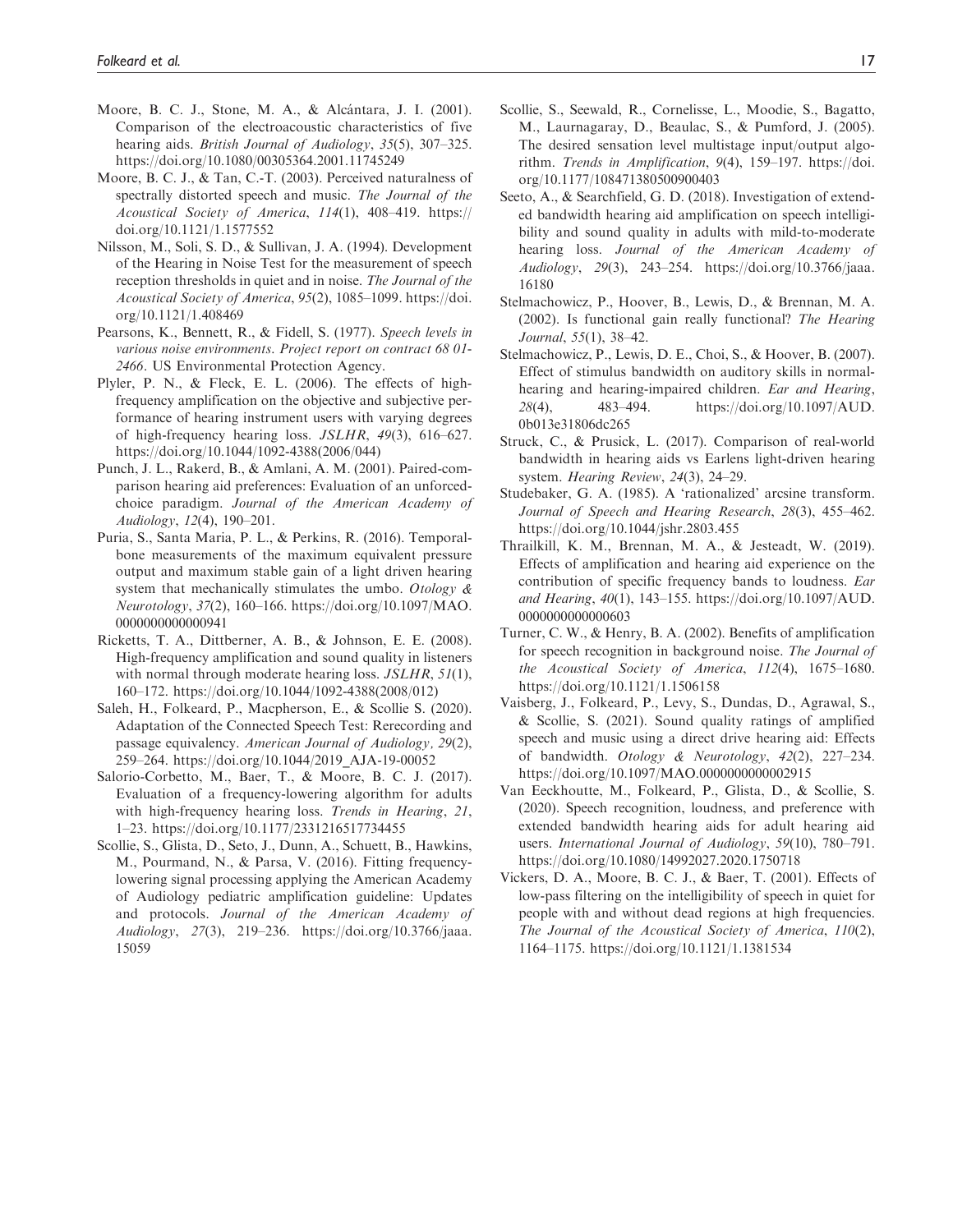Moore, B. C. J., Stone, M. A., & Alcántara, J. I. (2001). Comparison of the electroacoustic characteristics of five hearing aids. *British Journal of Audiology*, *35*(5), 307–325. https://doi.org/10.1080/00305364.2001.11745249

Moore, B. C. J., & Tan, C.-T. (2003). Perceived naturalness of spectrally distorted speech and music. *The Journal of the Acoustical Society of America*, *114*(1), 408–419. https://doi.org/10.1121/1.1577552

Nilsson, M., Soli, S. D., & Sullivan, J. A. (1994). Development of the Hearing in Noise Test for the measurement of speech reception thresholds in quiet and in noise. *The Journal of the Acoustical Society of America*, *95*(2), 1085–1099. https://doi.org/10.1121/1.408469

Pearsons, K., Bennett, R., & Fidell, S. (1977). *Speech levels in various noise environments. Project report on contract 68 01-2466*. US Environmental Protection Agency.

Plyler, P. N., & Fleck, E. L. (2006). The effects of high-frequency amplification on the objective and subjective performance of hearing instrument users with varying degrees of high-frequency hearing loss. *JSLHR*, *49*(3), 616–627. https://doi.org/10.1044/1092-4388(2006/044)

Punch, J. L., Rakerd, B., & Amlani, A. M. (2001). Paired-comparison hearing aid preferences: Evaluation of an unforced-choice paradigm. *Journal of the American Academy of Audiology*, *12*(4), 190–201.

Puria, S., Santa Maria, P. L., & Perkins, R. (2016). Temporal-bone measurements of the maximum equivalent pressure output and maximum stable gain of a light driven hearing system that mechanically stimulates the umbo. *Otology & Neurotology*, *37*(2), 160–166. https://doi.org/10.1097/MAO.0000000000000941

Ricketts, T. A., Dittberner, A. B., & Johnson, E. E. (2008). High-frequency amplification and sound quality in listeners with normal through moderate hearing loss. *JSLHR*, *51*(1), 160–172. https://doi.org/10.1044/1092-4388(2008/012)

Saleh, H., Folkeard, P., Macpherson, E., & Scollie S. (2020). Adaptation of the Connected Speech Test: Rerecording and passage equivalency. *American Journal of Audiology*, *29*(2), 259–264. https://doi.org/10.1044/2019_AJA-19-00052

Salorio-Corbetto, M., Baer, T., & Moore, B. C. J. (2017). Evaluation of a frequency-lowering algorithm for adults with high-frequency hearing loss. *Trends in Hearing*, *21*, 1–23. https://doi.org/10.1177/2331216517734455

Scollie, S., Glista, D., Seto, J., Dunn, A., Schuett, B., Hawkins, M., Pourmand, N., & Parsa, V. (2016). Fitting frequency-lowering signal processing applying the American Academy of Audiology pediatric amplification guideline: Updates and protocols. *Journal of the American Academy of Audiology*, *27*(3), 219–236. https://doi.org/10.3766/jaaa.15059

Scollie, S., Seewald, R., Cornelisse, L., Moodie, S., Bagatto, M., Laurnagaray, D., Beaulac, S., & Pumford, J. (2005). The desired sensation level multistage input/output algorithm. *Trends in Amplification*, *9*(4), 159–197. https://doi.org/10.1177/108471380500900403

Seeto, A., & Searchfield, G. D. (2018). Investigation of extended bandwidth hearing aid amplification on speech intelligibility and sound quality in adults with mild-to-moderate hearing loss. *Journal of the American Academy of Audiology*, *29*(3), 243–254. https://doi.org/10.3766/jaaa.16180

Stelmachowicz, P., Hoover, B., Lewis, D., & Brennan, M. A. (2002). Is functional gain really functional? *The Hearing Journal*, *55*(1), 38–42.

Stelmachowicz, P., Lewis, D. E., Choi, S., & Hoover, B. (2007). Effect of stimulus bandwidth on auditory skills in normal-hearing and hearing-impaired children. *Ear and Hearing*, *28*(4), 483–494. https://doi.org/10.1097/AUD.0b013e31806dc265

Struck, C., & Prusick, L. (2017). Comparison of real-world bandwidth in hearing aids vs Earlens light-driven hearing system. *Hearing Review*, *24*(3), 24–29.

Studebaker, G. A. (1985). A 'rationalized' arcsine transform. *Journal of Speech and Hearing Research*, *28*(3), 455–462. https://doi.org/10.1044/jshr.2803.455

Thrailkill, K. M., Brennan, M. A., & Jesteadt, W. (2019). Effects of amplification and hearing aid experience on the contribution of specific frequency bands to loudness. *Ear and Hearing*, *40*(1), 143–155. https://doi.org/10.1097/AUD.0000000000000603

Turner, C. W., & Henry, B. A. (2002). Benefits of amplification for speech recognition in background noise. *The Journal of the Acoustical Society of America*, *112*(4), 1675–1680. https://doi.org/10.1121/1.1506158

Vaisberg, J., Folkeard, P., Levy, S., Dundas, D., Agrawal, S., & Scollie, S. (2021). Sound quality ratings of amplified speech and music using a direct drive hearing aid: Effects of bandwidth. *Otology & Neurotology*, *42*(2), 227–234. https://doi.org/10.1097/MAO.0000000000002915

Van Eeckhoutte, M., Folkeard, P., Glista, D., & Scollie, S. (2020). Speech recognition, loudness, and preference with extended bandwidth hearing aids for adult hearing aid users. *International Journal of Audiology*, *59*(10), 780–791. https://doi.org/10.1080/14992027.2020.1750718

Vickers, D. A., Moore, B. C. J., & Baer, T. (2001). Effects of low-pass filtering on the intelligibility of speech in quiet for people with and without dead regions at high frequencies. *The Journal of the Acoustical Society of America*, *110*(2), 1164–1175. https://doi.org/10.1121/1.1381534